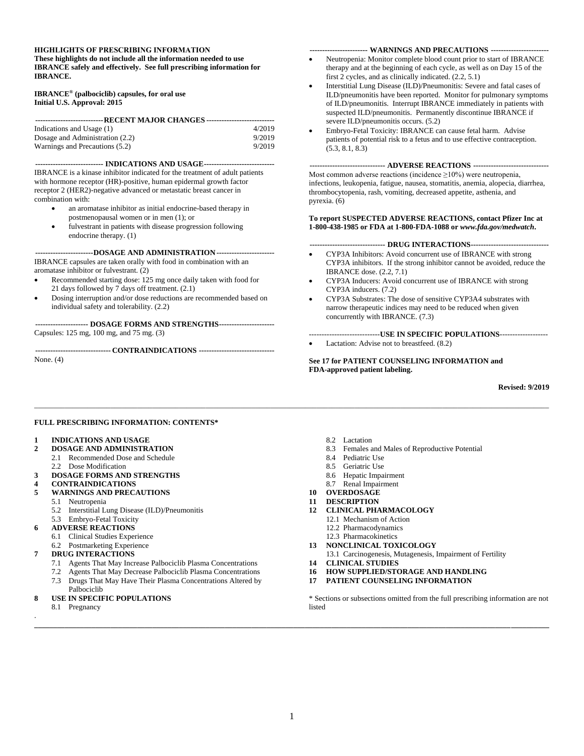**HIGHLIGHTS OF PRESCRIBING INFORMATION**
**These highlights do not include all the information needed to use IBRANCE safely and effectively. See full prescribing information for IBRANCE.**

**IBRANCE® (palbociclib) capsules, for oral use**
**Initial U.S. Approval: 2015**

## RECENT MAJOR CHANGES

| | |
|---|---|
| Indications and Usage (1) | 4/2019 |
| Dosage and Administration (2.2) | 9/2019 |
| Warnings and Precautions (5.2) | 9/2019 |

## INDICATIONS AND USAGE

IBRANCE is a kinase inhibitor indicated for the treatment of adult patients with hormone receptor (HR)-positive, human epidermal growth factor receptor 2 (HER2)-negative advanced or metastatic breast cancer in combination with:

- an aromatase inhibitor as initial endocrine-based therapy in postmenopausal women or in men (1); or
- fulvestrant in patients with disease progression following endocrine therapy. (1)

## DOSAGE AND ADMINISTRATION

IBRANCE capsules are taken orally with food in combination with an aromatase inhibitor or fulvestrant. (2)

- Recommended starting dose: 125 mg once daily taken with food for 21 days followed by 7 days off treatment. (2.1)
- Dosing interruption and/or dose reductions are recommended based on individual safety and tolerability. (2.2)

## DOSAGE FORMS AND STRENGTHS

Capsules: 125 mg, 100 mg, and 75 mg. (3)

## CONTRAINDICATIONS

None. (4)

## WARNINGS AND PRECAUTIONS

- Neutropenia: Monitor complete blood count prior to start of IBRANCE therapy and at the beginning of each cycle, as well as on Day 15 of the first 2 cycles, and as clinically indicated. (2.2, 5.1)
- Interstitial Lung Disease (ILD)/Pneumonitis: Severe and fatal cases of ILD/pneumonitis have been reported. Monitor for pulmonary symptoms of ILD/pneumonitis. Interrupt IBRANCE immediately in patients with suspected ILD/pneumonitis. Permanently discontinue IBRANCE if severe ILD/pneumonitis occurs. (5.2)
- Embryo-Fetal Toxicity: IBRANCE can cause fetal harm. Advise patients of potential risk to a fetus and to use effective contraception. (5.3, 8.1, 8.3)

## ADVERSE REACTIONS

Most common adverse reactions (incidence ≥10%) were neutropenia, infections, leukopenia, fatigue, nausea, stomatitis, anemia, alopecia, diarrhea, thrombocytopenia, rash, vomiting, decreased appetite, asthenia, and pyrexia. (6)

**To report SUSPECTED ADVERSE REACTIONS, contact Pfizer Inc at 1-800-438-1985 or FDA at 1-800-FDA-1088 or *www.fda.gov/medwatch*.**

## DRUG INTERACTIONS

- CYP3A Inhibitors: Avoid concurrent use of IBRANCE with strong CYP3A inhibitors. If the strong inhibitor cannot be avoided, reduce the IBRANCE dose. (2.2, 7.1)
- CYP3A Inducers: Avoid concurrent use of IBRANCE with strong CYP3A inducers. (7.2)
- CYP3A Substrates: The dose of sensitive CYP3A4 substrates with narrow therapeutic indices may need to be reduced when given concurrently with IBRANCE. (7.3)

## USE IN SPECIFIC POPULATIONS

- Lactation: Advise not to breastfeed. (8.2)

**See 17 for PATIENT COUNSELING INFORMATION and FDA-approved patient labeling.**

**Revised: 9/2019**

---

## FULL PRESCRIBING INFORMATION: CONTENTS*

**1 INDICATIONS AND USAGE**
**2 DOSAGE AND ADMINISTRATION**
- 2.1 Recommended Dose and Schedule
- 2.2 Dose Modification

**3 DOSAGE FORMS AND STRENGTHS**
**4 CONTRAINDICATIONS**
**5 WARNINGS AND PRECAUTIONS**
- 5.1 Neutropenia
- 5.2 Interstitial Lung Disease (ILD)/Pneumonitis
- 5.3 Embryo-Fetal Toxicity

**6 ADVERSE REACTIONS**
- 6.1 Clinical Studies Experience
- 6.2 Postmarketing Experience

**7 DRUG INTERACTIONS**
- 7.1 Agents That May Increase Palbociclib Plasma Concentrations
- 7.2 Agents That May Decrease Palbociclib Plasma Concentrations
- 7.3 Drugs That May Have Their Plasma Concentrations Altered by Palbociclib

**8 USE IN SPECIFIC POPULATIONS**
- 8.1 Pregnancy
- 8.2 Lactation
- 8.3 Females and Males of Reproductive Potential
- 8.4 Pediatric Use
- 8.5 Geriatric Use
- 8.6 Hepatic Impairment
- 8.7 Renal Impairment

**10 OVERDOSAGE**
**11 DESCRIPTION**
**12 CLINICAL PHARMACOLOGY**
- 12.1 Mechanism of Action
- 12.2 Pharmacodynamics
- 12.3 Pharmacokinetics

**13 NONCLINICAL TOXICOLOGY**
- 13.1 Carcinogenesis, Mutagenesis, Impairment of Fertility

**14 CLINICAL STUDIES**
**16 HOW SUPPLIED/STORAGE AND HANDLING**
**17 PATIENT COUNSELING INFORMATION**

\* Sections or subsections omitted from the full prescribing information are not listed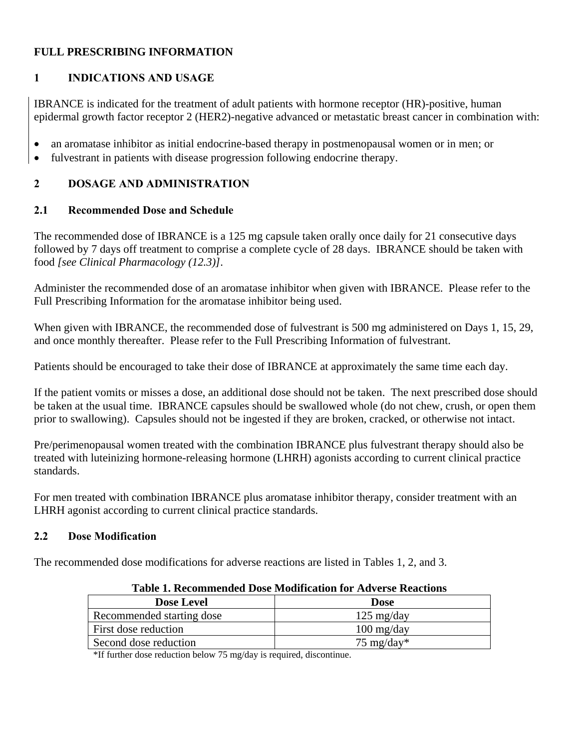# FULL PRESCRIBING INFORMATION

## 1 INDICATIONS AND USAGE

IBRANCE is indicated for the treatment of adult patients with hormone receptor (HR)-positive, human epidermal growth factor receptor 2 (HER2)-negative advanced or metastatic breast cancer in combination with:

- an aromatase inhibitor as initial endocrine-based therapy in postmenopausal women or in men; or
- fulvestrant in patients with disease progression following endocrine therapy.

## 2 DOSAGE AND ADMINISTRATION

### 2.1 Recommended Dose and Schedule

The recommended dose of IBRANCE is a 125 mg capsule taken orally once daily for 21 consecutive days followed by 7 days off treatment to comprise a complete cycle of 28 days. IBRANCE should be taken with food *[see Clinical Pharmacology (12.3)]*.

Administer the recommended dose of an aromatase inhibitor when given with IBRANCE. Please refer to the Full Prescribing Information for the aromatase inhibitor being used.

When given with IBRANCE, the recommended dose of fulvestrant is 500 mg administered on Days 1, 15, 29, and once monthly thereafter. Please refer to the Full Prescribing Information of fulvestrant.

Patients should be encouraged to take their dose of IBRANCE at approximately the same time each day.

If the patient vomits or misses a dose, an additional dose should not be taken. The next prescribed dose should be taken at the usual time. IBRANCE capsules should be swallowed whole (do not chew, crush, or open them prior to swallowing). Capsules should not be ingested if they are broken, cracked, or otherwise not intact.

Pre/perimenopausal women treated with the combination IBRANCE plus fulvestrant therapy should also be treated with luteinizing hormone-releasing hormone (LHRH) agonists according to current clinical practice standards.

For men treated with combination IBRANCE plus aromatase inhibitor therapy, consider treatment with an LHRH agonist according to current clinical practice standards.

### 2.2 Dose Modification

The recommended dose modifications for adverse reactions are listed in Tables 1, 2, and 3.

**Table 1. Recommended Dose Modification for Adverse Reactions**

| Dose Level | Dose |
|---|---|
| Recommended starting dose | 125 mg/day |
| First dose reduction | 100 mg/day |
| Second dose reduction | 75 mg/day* |

*If further dose reduction below 75 mg/day is required, discontinue.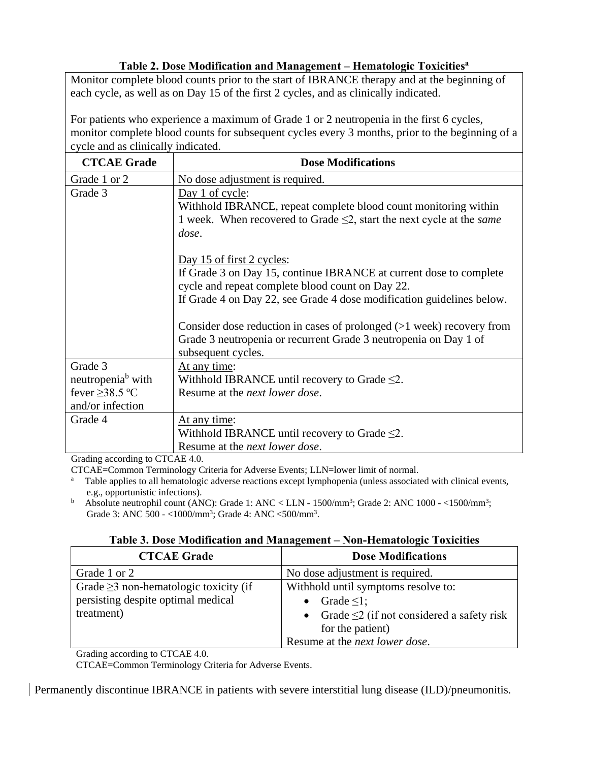**Table 2. Dose Modification and Management – Hematologic Toxicities[a]**

Monitor complete blood counts prior to the start of IBRANCE therapy and at the beginning of each cycle, as well as on Day 15 of the first 2 cycles, and as clinically indicated.

For patients who experience a maximum of Grade 1 or 2 neutropenia in the first 6 cycles, monitor complete blood counts for subsequent cycles every 3 months, prior to the beginning of a cycle and as clinically indicated.

| CTCAE Grade | Dose Modifications |
|---|---|
| Grade 1 or 2 | No dose adjustment is required. |
| Grade 3 | Day 1 of cycle:<br>Withhold IBRANCE, repeat complete blood count monitoring within 1 week. When recovered to Grade ≤2, start the next cycle at the *same dose*.<br><br>Day 15 of first 2 cycles:<br>If Grade 3 on Day 15, continue IBRANCE at current dose to complete cycle and repeat complete blood count on Day 22.<br>If Grade 4 on Day 22, see Grade 4 dose modification guidelines below.<br><br>Consider dose reduction in cases of prolonged (>1 week) recovery from Grade 3 neutropenia or recurrent Grade 3 neutropenia on Day 1 of subsequent cycles. |
| Grade 3 neutropenia[b] with fever ≥38.5 ºC and/or infection | At any time:<br>Withhold IBRANCE until recovery to Grade ≤2.<br>Resume at the *next lower dose*. |
| Grade 4 | At any time:<br>Withhold IBRANCE until recovery to Grade ≤2.<br>Resume at the *next lower dose*. |

Grading according to CTCAE 4.0.

CTCAE=Common Terminology Criteria for Adverse Events; LLN=lower limit of normal.

[a] Table applies to all hematologic adverse reactions except lymphopenia (unless associated with clinical events, e.g., opportunistic infections).

[b] Absolute neutrophil count (ANC): Grade 1: ANC < LLN - 1500/mm$^3$; Grade 2: ANC 1000 - <1500/mm$^3$; Grade 3: ANC 500 - <1000/mm$^3$; Grade 4: ANC <500/mm$^3$.

**Table 3. Dose Modification and Management – Non-Hematologic Toxicities**

| CTCAE Grade | Dose Modifications |
|---|---|
| Grade 1 or 2 | No dose adjustment is required. |
| Grade ≥3 non-hematologic toxicity (if persisting despite optimal medical treatment) | Withhold until symptoms resolve to:<br>• Grade ≤1;<br>• Grade ≤2 (if not considered a safety risk for the patient)<br>Resume at the *next lower dose*. |

Grading according to CTCAE 4.0.

CTCAE=Common Terminology Criteria for Adverse Events.

Permanently discontinue IBRANCE in patients with severe interstitial lung disease (ILD)/pneumonitis.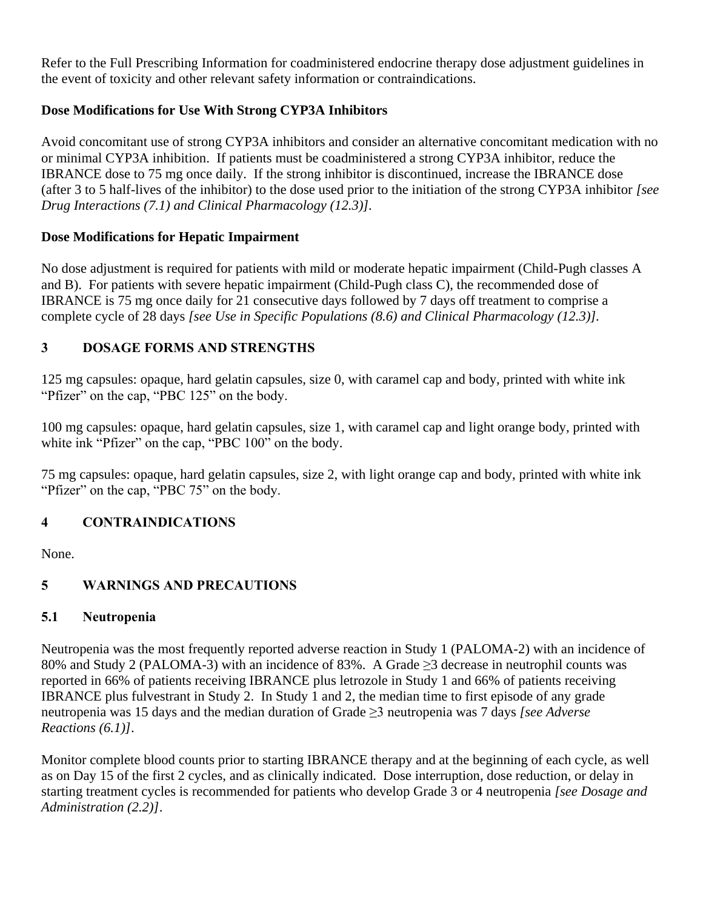Refer to the Full Prescribing Information for coadministered endocrine therapy dose adjustment guidelines in the event of toxicity and other relevant safety information or contraindications.

**Dose Modifications for Use With Strong CYP3A Inhibitors**

Avoid concomitant use of strong CYP3A inhibitors and consider an alternative concomitant medication with no or minimal CYP3A inhibition. If patients must be coadministered a strong CYP3A inhibitor, reduce the IBRANCE dose to 75 mg once daily. If the strong inhibitor is discontinued, increase the IBRANCE dose (after 3 to 5 half-lives of the inhibitor) to the dose used prior to the initiation of the strong CYP3A inhibitor *[see Drug Interactions (7.1) and Clinical Pharmacology (12.3)]*.

**Dose Modifications for Hepatic Impairment**

No dose adjustment is required for patients with mild or moderate hepatic impairment (Child-Pugh classes A and B). For patients with severe hepatic impairment (Child-Pugh class C), the recommended dose of IBRANCE is 75 mg once daily for 21 consecutive days followed by 7 days off treatment to comprise a complete cycle of 28 days *[see Use in Specific Populations (8.6) and Clinical Pharmacology (12.3)]*.

## 3 DOSAGE FORMS AND STRENGTHS

125 mg capsules: opaque, hard gelatin capsules, size 0, with caramel cap and body, printed with white ink "Pfizer" on the cap, "PBC 125" on the body.

100 mg capsules: opaque, hard gelatin capsules, size 1, with caramel cap and light orange body, printed with white ink "Pfizer" on the cap, "PBC 100" on the body.

75 mg capsules: opaque, hard gelatin capsules, size 2, with light orange cap and body, printed with white ink "Pfizer" on the cap, "PBC 75" on the body.

## 4 CONTRAINDICATIONS

None.

## 5 WARNINGS AND PRECAUTIONS

### 5.1 Neutropenia

Neutropenia was the most frequently reported adverse reaction in Study 1 (PALOMA-2) with an incidence of 80% and Study 2 (PALOMA-3) with an incidence of 83%. A Grade ≥3 decrease in neutrophil counts was reported in 66% of patients receiving IBRANCE plus letrozole in Study 1 and 66% of patients receiving IBRANCE plus fulvestrant in Study 2. In Study 1 and 2, the median time to first episode of any grade neutropenia was 15 days and the median duration of Grade ≥3 neutropenia was 7 days *[see Adverse Reactions (6.1)]*.

Monitor complete blood counts prior to starting IBRANCE therapy and at the beginning of each cycle, as well as on Day 15 of the first 2 cycles, and as clinically indicated. Dose interruption, dose reduction, or delay in starting treatment cycles is recommended for patients who develop Grade 3 or 4 neutropenia *[see Dosage and Administration (2.2)]*.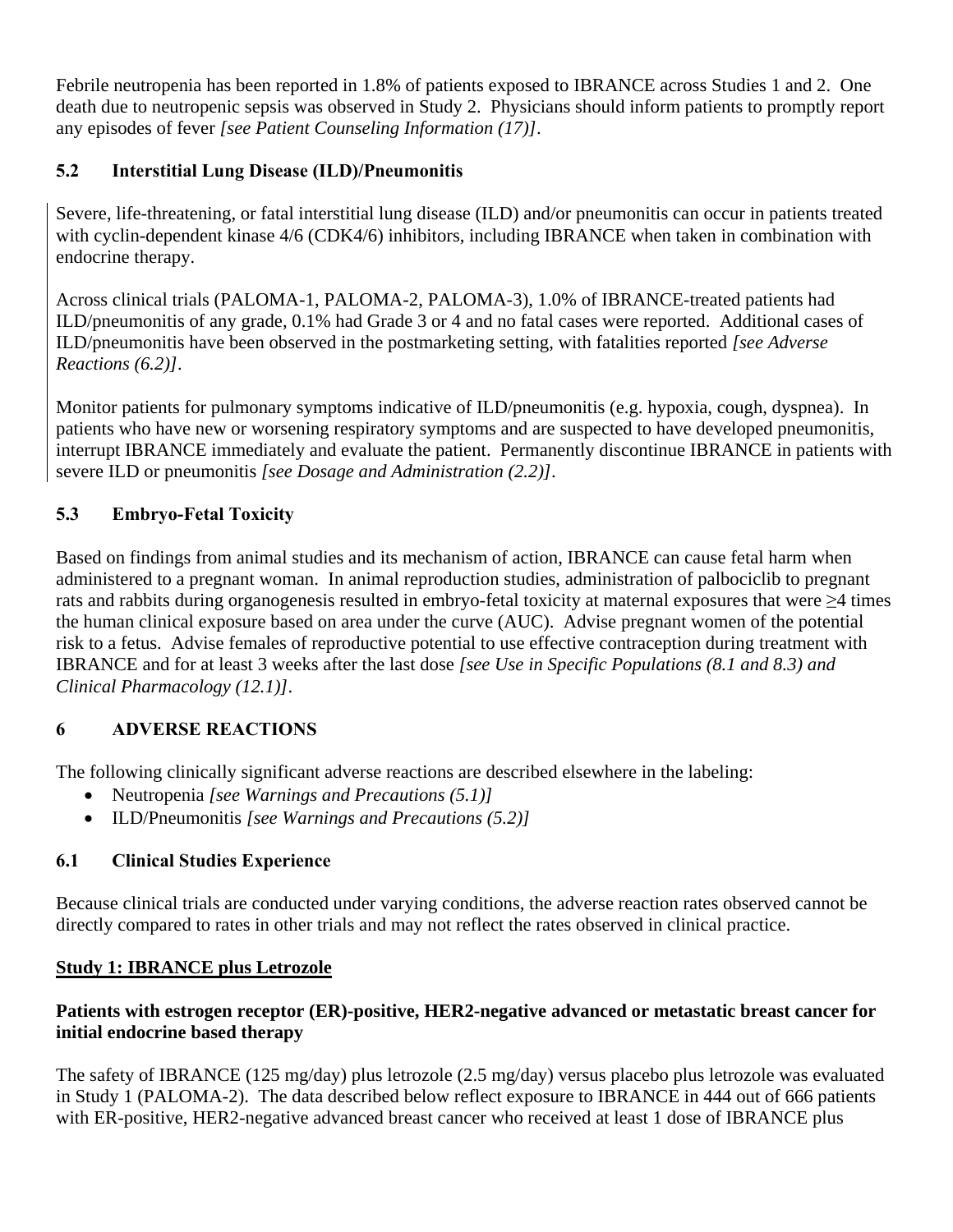Febrile neutropenia has been reported in 1.8% of patients exposed to IBRANCE across Studies 1 and 2. One death due to neutropenic sepsis was observed in Study 2. Physicians should inform patients to promptly report any episodes of fever *[see Patient Counseling Information (17)]*.

### 5.2 Interstitial Lung Disease (ILD)/Pneumonitis

Severe, life-threatening, or fatal interstitial lung disease (ILD) and/or pneumonitis can occur in patients treated with cyclin-dependent kinase 4/6 (CDK4/6) inhibitors, including IBRANCE when taken in combination with endocrine therapy.

Across clinical trials (PALOMA-1, PALOMA-2, PALOMA-3), 1.0% of IBRANCE-treated patients had ILD/pneumonitis of any grade, 0.1% had Grade 3 or 4 and no fatal cases were reported. Additional cases of ILD/pneumonitis have been observed in the postmarketing setting, with fatalities reported *[see Adverse Reactions (6.2)]*.

Monitor patients for pulmonary symptoms indicative of ILD/pneumonitis (e.g. hypoxia, cough, dyspnea). In patients who have new or worsening respiratory symptoms and are suspected to have developed pneumonitis, interrupt IBRANCE immediately and evaluate the patient. Permanently discontinue IBRANCE in patients with severe ILD or pneumonitis *[see Dosage and Administration (2.2)]*.

### 5.3 Embryo-Fetal Toxicity

Based on findings from animal studies and its mechanism of action, IBRANCE can cause fetal harm when administered to a pregnant woman. In animal reproduction studies, administration of palbociclib to pregnant rats and rabbits during organogenesis resulted in embryo-fetal toxicity at maternal exposures that were ≥4 times the human clinical exposure based on area under the curve (AUC). Advise pregnant women of the potential risk to a fetus. Advise females of reproductive potential to use effective contraception during treatment with IBRANCE and for at least 3 weeks after the last dose *[see Use in Specific Populations (8.1 and 8.3) and Clinical Pharmacology (12.1)]*.

## 6 ADVERSE REACTIONS

The following clinically significant adverse reactions are described elsewhere in the labeling:

- Neutropenia *[see Warnings and Precautions (5.1)]*
- ILD/Pneumonitis *[see Warnings and Precautions (5.2)]*

### 6.1 Clinical Studies Experience

Because clinical trials are conducted under varying conditions, the adverse reaction rates observed cannot be directly compared to rates in other trials and may not reflect the rates observed in clinical practice.

**Study 1: IBRANCE plus Letrozole**

**Patients with estrogen receptor (ER)-positive, HER2-negative advanced or metastatic breast cancer for initial endocrine based therapy**

The safety of IBRANCE (125 mg/day) plus letrozole (2.5 mg/day) versus placebo plus letrozole was evaluated in Study 1 (PALOMA-2). The data described below reflect exposure to IBRANCE in 444 out of 666 patients with ER-positive, HER2-negative advanced breast cancer who received at least 1 dose of IBRANCE plus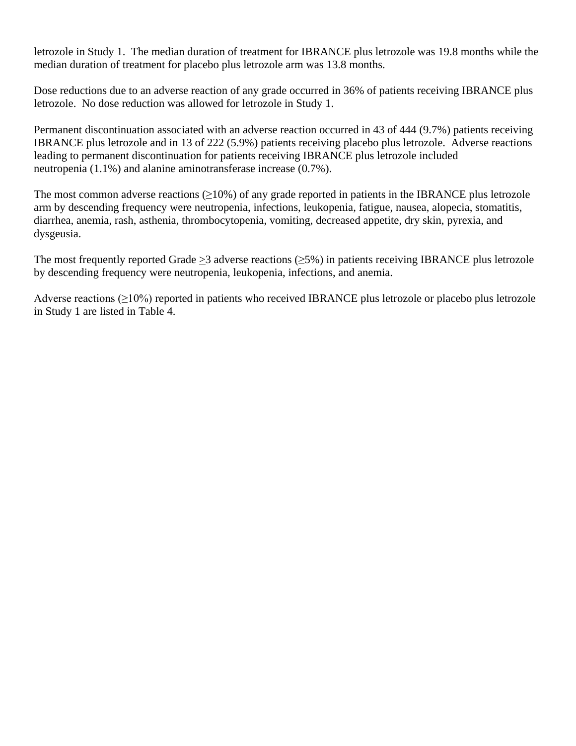letrozole in Study 1. The median duration of treatment for IBRANCE plus letrozole was 19.8 months while the median duration of treatment for placebo plus letrozole arm was 13.8 months.

Dose reductions due to an adverse reaction of any grade occurred in 36% of patients receiving IBRANCE plus letrozole. No dose reduction was allowed for letrozole in Study 1.

Permanent discontinuation associated with an adverse reaction occurred in 43 of 444 (9.7%) patients receiving IBRANCE plus letrozole and in 13 of 222 (5.9%) patients receiving placebo plus letrozole. Adverse reactions leading to permanent discontinuation for patients receiving IBRANCE plus letrozole included neutropenia (1.1%) and alanine aminotransferase increase (0.7%).

The most common adverse reactions (≥10%) of any grade reported in patients in the IBRANCE plus letrozole arm by descending frequency were neutropenia, infections, leukopenia, fatigue, nausea, alopecia, stomatitis, diarrhea, anemia, rash, asthenia, thrombocytopenia, vomiting, decreased appetite, dry skin, pyrexia, and dysgeusia.

The most frequently reported Grade ≥3 adverse reactions (≥5%) in patients receiving IBRANCE plus letrozole by descending frequency were neutropenia, leukopenia, infections, and anemia.

Adverse reactions (≥10%) reported in patients who received IBRANCE plus letrozole or placebo plus letrozole in Study 1 are listed in Table 4.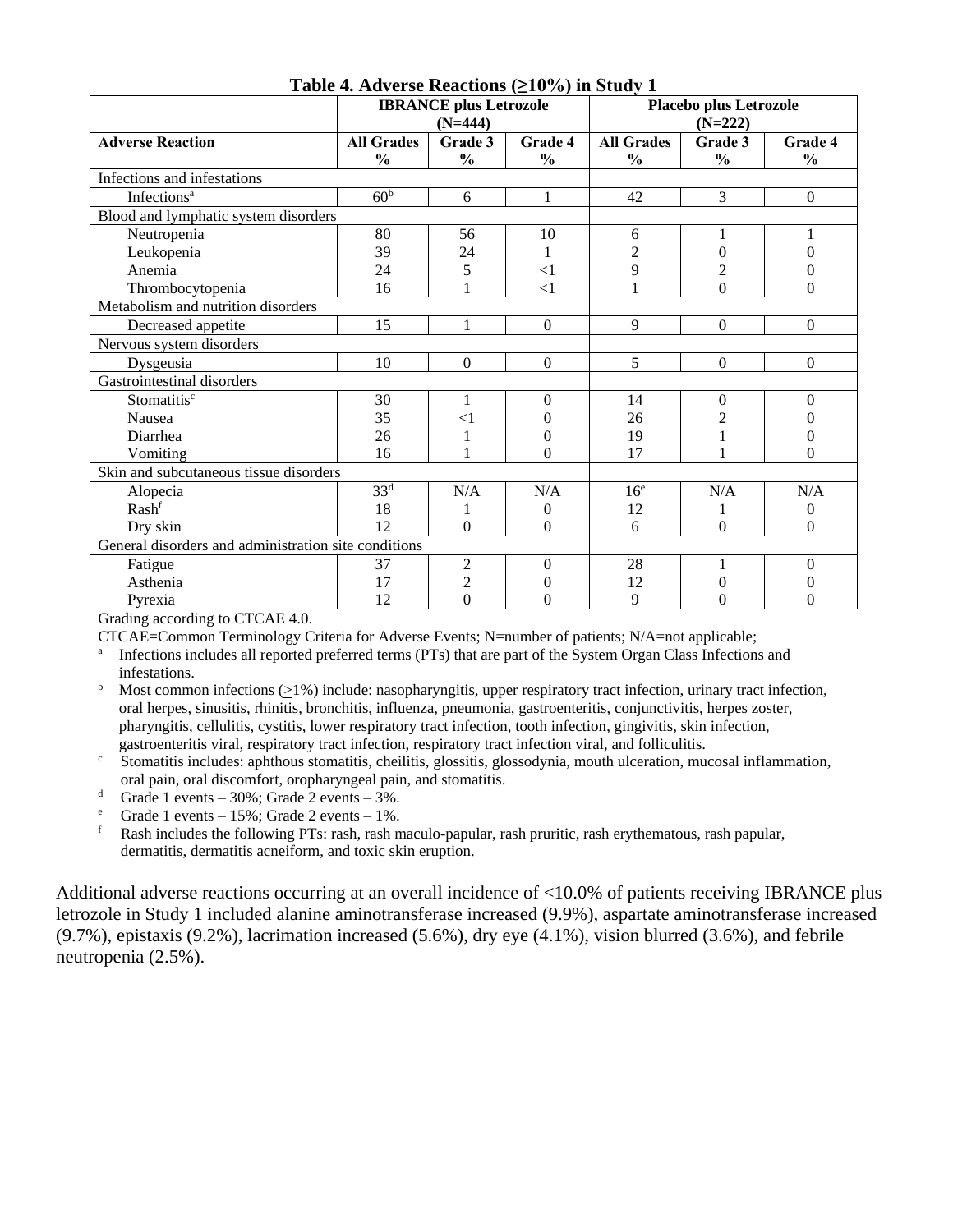**Table 4. Adverse Reactions (≥10%) in Study 1**

| | IBRANCE plus Letrozole (N=444) | | | Placebo plus Letrozole (N=222) | | |
|---|---|---|---|---|---|---|
| **Adverse Reaction** | **All Grades %** | **Grade 3 %** | **Grade 4 %** | **All Grades %** | **Grade 3 %** | **Grade 4 %** |
| Infections and infestations | | | | | | |
| Infections[a] | 60[b] | 6 | 1 | 42 | 3 | 0 |
| Blood and lymphatic system disorders | | | | | | |
| Neutropenia | 80 | 56 | 10 | 6 | 1 | 1 |
| Leukopenia | 39 | 24 | 1 | 2 | 0 | 0 |
| Anemia | 24 | 5 | <1 | 9 | 2 | 0 |
| Thrombocytopenia | 16 | 1 | <1 | 1 | 0 | 0 |
| Metabolism and nutrition disorders | | | | | | |
| Decreased appetite | 15 | 1 | 0 | 9 | 0 | 0 |
| Nervous system disorders | | | | | | |
| Dysgeusia | 10 | 0 | 0 | 5 | 0 | 0 |
| Gastrointestinal disorders | | | | | | |
| Stomatitis[c] | 30 | 1 | 0 | 14 | 0 | 0 |
| Nausea | 35 | <1 | 0 | 26 | 2 | 0 |
| Diarrhea | 26 | 1 | 0 | 19 | 1 | 0 |
| Vomiting | 16 | 1 | 0 | 17 | 1 | 0 |
| Skin and subcutaneous tissue disorders | | | | | | |
| Alopecia | 33[d] | N/A | N/A | 16[e] | N/A | N/A |
| Rash[f] | 18 | 1 | 0 | 12 | 1 | 0 |
| Dry skin | 12 | 0 | 0 | 6 | 0 | 0 |
| General disorders and administration site conditions | | | | | | |
| Fatigue | 37 | 2 | 0 | 28 | 1 | 0 |
| Asthenia | 17 | 2 | 0 | 12 | 0 | 0 |
| Pyrexia | 12 | 0 | 0 | 9 | 0 | 0 |

Grading according to CTCAE 4.0.

CTCAE=Common Terminology Criteria for Adverse Events; N=number of patients; N/A=not applicable;

[a] Infections includes all reported preferred terms (PTs) that are part of the System Organ Class Infections and infestations.

[b] Most common infections (≥1%) include: nasopharyngitis, upper respiratory tract infection, urinary tract infection, oral herpes, sinusitis, rhinitis, bronchitis, influenza, pneumonia, gastroenteritis, conjunctivitis, herpes zoster, pharyngitis, cellulitis, cystitis, lower respiratory tract infection, tooth infection, gingivitis, skin infection, gastroenteritis viral, respiratory tract infection, respiratory tract infection viral, and folliculitis.

[c] Stomatitis includes: aphthous stomatitis, cheilitis, glossitis, glossodynia, mouth ulceration, mucosal inflammation, oral pain, oral discomfort, oropharyngeal pain, and stomatitis.

[d] Grade 1 events – 30%; Grade 2 events – 3%.

[e] Grade 1 events – 15%; Grade 2 events – 1%.

[f] Rash includes the following PTs: rash, rash maculo-papular, rash pruritic, rash erythematous, rash papular, dermatitis, dermatitis acneiform, and toxic skin eruption.

Additional adverse reactions occurring at an overall incidence of <10.0% of patients receiving IBRANCE plus letrozole in Study 1 included alanine aminotransferase increased (9.9%), aspartate aminotransferase increased (9.7%), epistaxis (9.2%), lacrimation increased (5.6%), dry eye (4.1%), vision blurred (3.6%), and febrile neutropenia (2.5%).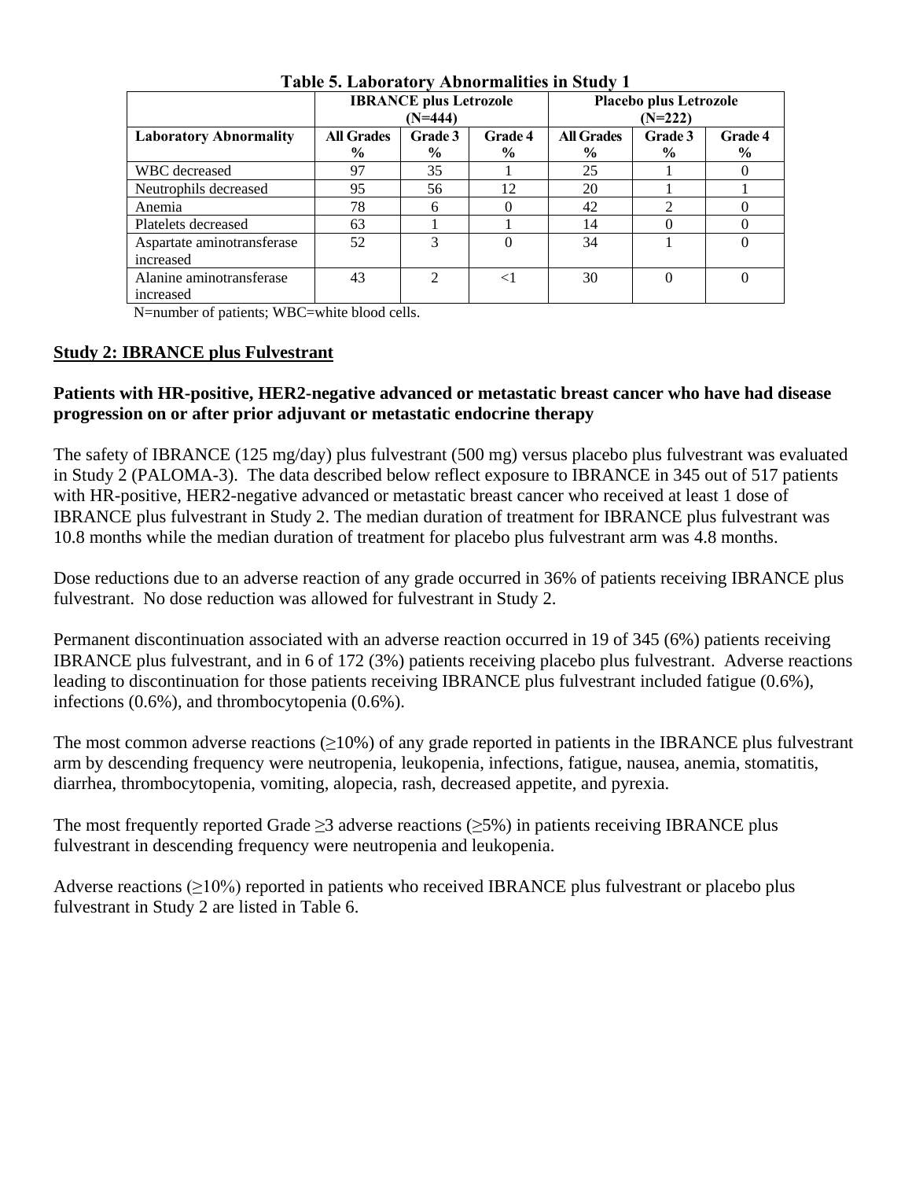**Table 5. Laboratory Abnormalities in Study 1**

| | IBRANCE plus Letrozole (N=444) | | | Placebo plus Letrozole (N=222) | | |
|---|---|---|---|---|---|---|
| **Laboratory Abnormality** | **All Grades %** | **Grade 3 %** | **Grade 4 %** | **All Grades %** | **Grade 3 %** | **Grade 4 %** |
| WBC decreased | 97 | 35 | 1 | 25 | 1 | 0 |
| Neutrophils decreased | 95 | 56 | 12 | 20 | 1 | 1 |
| Anemia | 78 | 6 | 0 | 42 | 2 | 0 |
| Platelets decreased | 63 | 1 | 1 | 14 | 0 | 0 |
| Aspartate aminotransferase increased | 52 | 3 | 0 | 34 | 1 | 0 |
| Alanine aminotransferase increased | 43 | 2 | <1 | 30 | 0 | 0 |

N=number of patients; WBC=white blood cells.

**Study 2: IBRANCE plus Fulvestrant**

**Patients with HR-positive, HER2-negative advanced or metastatic breast cancer who have had disease progression on or after prior adjuvant or metastatic endocrine therapy**

The safety of IBRANCE (125 mg/day) plus fulvestrant (500 mg) versus placebo plus fulvestrant was evaluated in Study 2 (PALOMA-3). The data described below reflect exposure to IBRANCE in 345 out of 517 patients with HR-positive, HER2-negative advanced or metastatic breast cancer who received at least 1 dose of IBRANCE plus fulvestrant in Study 2. The median duration of treatment for IBRANCE plus fulvestrant was 10.8 months while the median duration of treatment for placebo plus fulvestrant arm was 4.8 months.

Dose reductions due to an adverse reaction of any grade occurred in 36% of patients receiving IBRANCE plus fulvestrant. No dose reduction was allowed for fulvestrant in Study 2.

Permanent discontinuation associated with an adverse reaction occurred in 19 of 345 (6%) patients receiving IBRANCE plus fulvestrant, and in 6 of 172 (3%) patients receiving placebo plus fulvestrant. Adverse reactions leading to discontinuation for those patients receiving IBRANCE plus fulvestrant included fatigue (0.6%), infections (0.6%), and thrombocytopenia (0.6%).

The most common adverse reactions (≥10%) of any grade reported in patients in the IBRANCE plus fulvestrant arm by descending frequency were neutropenia, leukopenia, infections, fatigue, nausea, anemia, stomatitis, diarrhea, thrombocytopenia, vomiting, alopecia, rash, decreased appetite, and pyrexia.

The most frequently reported Grade ≥3 adverse reactions (≥5%) in patients receiving IBRANCE plus fulvestrant in descending frequency were neutropenia and leukopenia.

Adverse reactions (≥10%) reported in patients who received IBRANCE plus fulvestrant or placebo plus fulvestrant in Study 2 are listed in Table 6.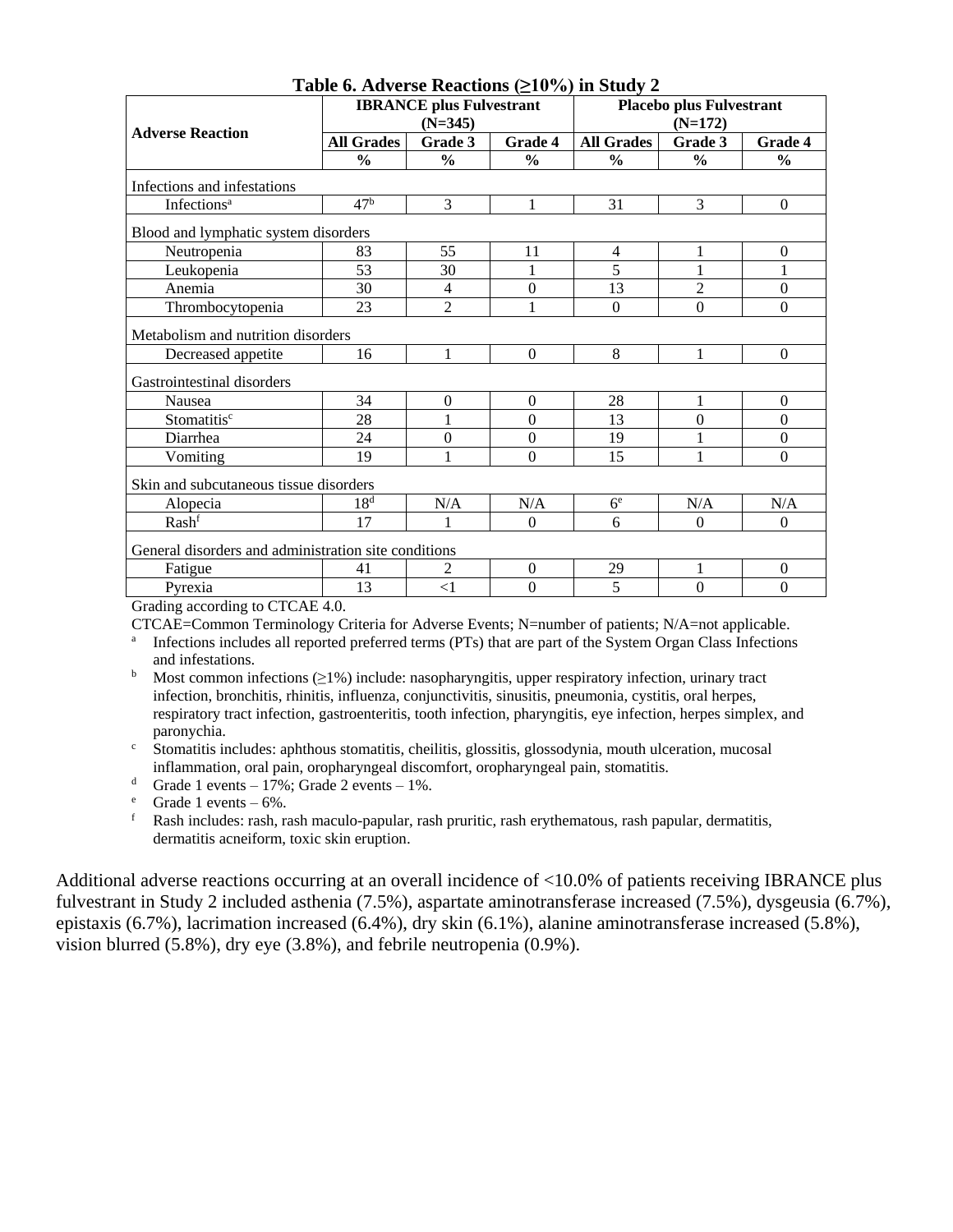**Table 6. Adverse Reactions (≥10%) in Study 2**

| Adverse Reaction | IBRANCE plus Fulvestrant (N=345) | | | Placebo plus Fulvestrant (N=172) | | |
|---|---|---|---|---|---|---|
| | All Grades | Grade 3 | Grade 4 | All Grades | Grade 3 | Grade 4 |
| | % | % | % | % | % | % |
| Infections and infestations | | | | | | |
| Infections[a] | 47[b] | 3 | 1 | 31 | 3 | 0 |
| Blood and lymphatic system disorders | | | | | | |
| Neutropenia | 83 | 55 | 11 | 4 | 1 | 0 |
| Leukopenia | 53 | 30 | 1 | 5 | 1 | 1 |
| Anemia | 30 | 4 | 0 | 13 | 2 | 0 |
| Thrombocytopenia | 23 | 2 | 1 | 0 | 0 | 0 |
| Metabolism and nutrition disorders | | | | | | |
| Decreased appetite | 16 | 1 | 0 | 8 | 1 | 0 |
| Gastrointestinal disorders | | | | | | |
| Nausea | 34 | 0 | 0 | 28 | 1 | 0 |
| Stomatitis[c] | 28 | 1 | 0 | 13 | 0 | 0 |
| Diarrhea | 24 | 0 | 0 | 19 | 1 | 0 |
| Vomiting | 19 | 1 | 0 | 15 | 1 | 0 |
| Skin and subcutaneous tissue disorders | | | | | | |
| Alopecia | 18[d] | N/A | N/A | 6[e] | N/A | N/A |
| Rash[f] | 17 | 1 | 0 | 6 | 0 | 0 |
| General disorders and administration site conditions | | | | | | |
| Fatigue | 41 | 2 | 0 | 29 | 1 | 0 |
| Pyrexia | 13 | <1 | 0 | 5 | 0 | 0 |

Grading according to CTCAE 4.0.

CTCAE=Common Terminology Criteria for Adverse Events; N=number of patients; N/A=not applicable.

[a] Infections includes all reported preferred terms (PTs) that are part of the System Organ Class Infections and infestations.

[b] Most common infections (≥1%) include: nasopharyngitis, upper respiratory infection, urinary tract infection, bronchitis, rhinitis, influenza, conjunctivitis, sinusitis, pneumonia, cystitis, oral herpes, respiratory tract infection, gastroenteritis, tooth infection, pharyngitis, eye infection, herpes simplex, and paronychia.

[c] Stomatitis includes: aphthous stomatitis, cheilitis, glossitis, glossodynia, mouth ulceration, mucosal inflammation, oral pain, oropharyngeal discomfort, oropharyngeal pain, stomatitis.

[d] Grade 1 events – 17%; Grade 2 events – 1%.

[e] Grade 1 events – 6%.

[f] Rash includes: rash, rash maculo-papular, rash pruritic, rash erythematous, rash papular, dermatitis, dermatitis acneiform, toxic skin eruption.

Additional adverse reactions occurring at an overall incidence of <10.0% of patients receiving IBRANCE plus fulvestrant in Study 2 included asthenia (7.5%), aspartate aminotransferase increased (7.5%), dysgeusia (6.7%), epistaxis (6.7%), lacrimation increased (6.4%), dry skin (6.1%), alanine aminotransferase increased (5.8%), vision blurred (5.8%), dry eye (3.8%), and febrile neutropenia (0.9%).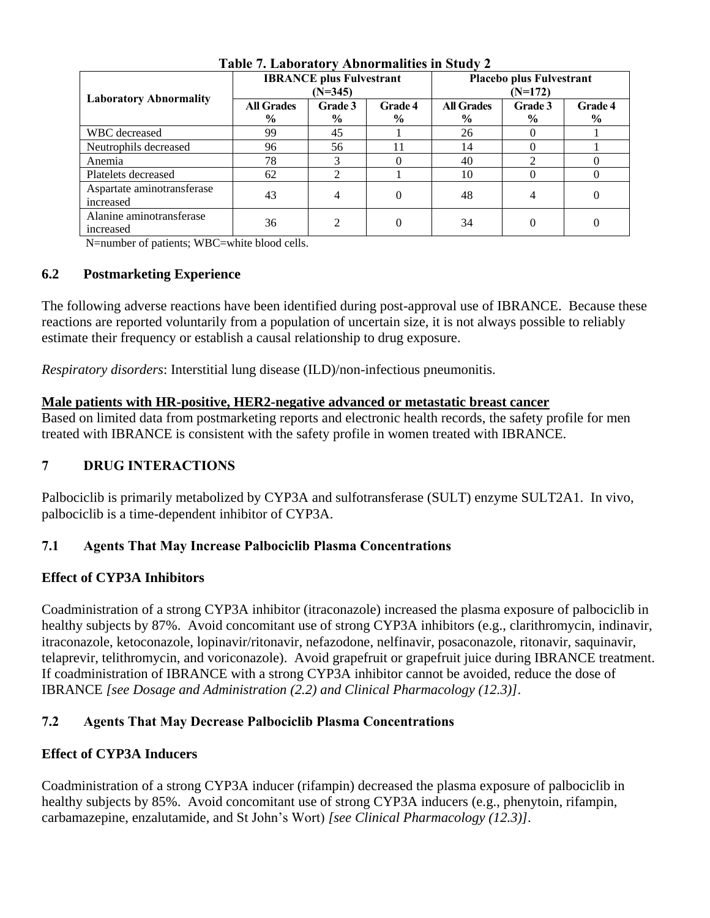**Table 7. Laboratory Abnormalities in Study 2**

| Laboratory Abnormality | IBRANCE plus Fulvestrant (N=345) | | | Placebo plus Fulvestrant (N=172) | | |
|---|---|---|---|---|---|---|
| | All Grades % | Grade 3 % | Grade 4 % | All Grades % | Grade 3 % | Grade 4 % |
| WBC decreased | 99 | 45 | 1 | 26 | 0 | 1 |
| Neutrophils decreased | 96 | 56 | 11 | 14 | 0 | 1 |
| Anemia | 78 | 3 | 0 | 40 | 2 | 0 |
| Platelets decreased | 62 | 2 | 1 | 10 | 0 | 0 |
| Aspartate aminotransferase increased | 43 | 4 | 0 | 48 | 4 | 0 |
| Alanine aminotransferase increased | 36 | 2 | 0 | 34 | 0 | 0 |

N=number of patients; WBC=white blood cells.

## 6.2 Postmarketing Experience

The following adverse reactions have been identified during post-approval use of IBRANCE. Because these reactions are reported voluntarily from a population of uncertain size, it is not always possible to reliably estimate their frequency or establish a causal relationship to drug exposure.

*Respiratory disorders*: Interstitial lung disease (ILD)/non-infectious pneumonitis.

**Male patients with HR-positive, HER2-negative advanced or metastatic breast cancer**

Based on limited data from postmarketing reports and electronic health records, the safety profile for men treated with IBRANCE is consistent with the safety profile in women treated with IBRANCE.

# 7 DRUG INTERACTIONS

Palbociclib is primarily metabolized by CYP3A and sulfotransferase (SULT) enzyme SULT2A1. In vivo, palbociclib is a time-dependent inhibitor of CYP3A.

## 7.1 Agents That May Increase Palbociclib Plasma Concentrations

### Effect of CYP3A Inhibitors

Coadministration of a strong CYP3A inhibitor (itraconazole) increased the plasma exposure of palbociclib in healthy subjects by 87%. Avoid concomitant use of strong CYP3A inhibitors (e.g., clarithromycin, indinavir, itraconazole, ketoconazole, lopinavir/ritonavir, nefazodone, nelfinavir, posaconazole, ritonavir, saquinavir, telaprevir, telithromycin, and voriconazole). Avoid grapefruit or grapefruit juice during IBRANCE treatment. If coadministration of IBRANCE with a strong CYP3A inhibitor cannot be avoided, reduce the dose of IBRANCE *[see Dosage and Administration (2.2) and Clinical Pharmacology (12.3)]*.

## 7.2 Agents That May Decrease Palbociclib Plasma Concentrations

### Effect of CYP3A Inducers

Coadministration of a strong CYP3A inducer (rifampin) decreased the plasma exposure of palbociclib in healthy subjects by 85%. Avoid concomitant use of strong CYP3A inducers (e.g., phenytoin, rifampin, carbamazepine, enzalutamide, and St John's Wort) *[see Clinical Pharmacology (12.3)]*.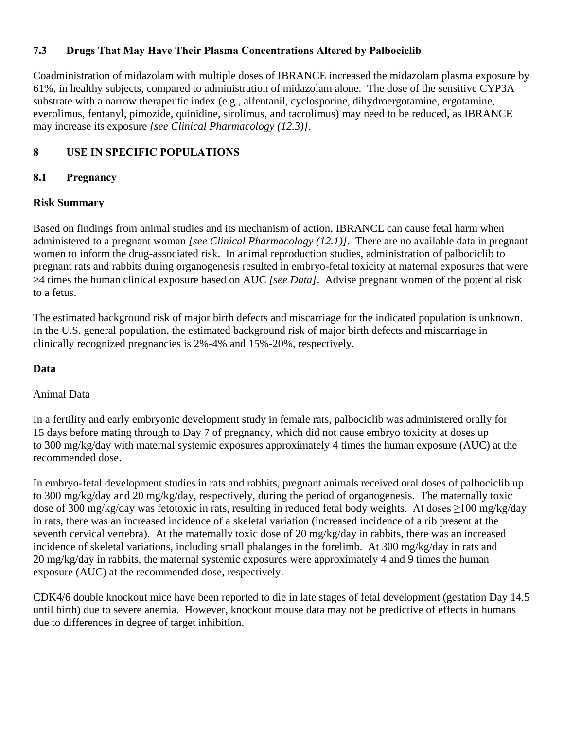### 7.3 Drugs That May Have Their Plasma Concentrations Altered by Palbociclib

Coadministration of midazolam with multiple doses of IBRANCE increased the midazolam plasma exposure by 61%, in healthy subjects, compared to administration of midazolam alone. The dose of the sensitive CYP3A substrate with a narrow therapeutic index (e.g., alfentanil, cyclosporine, dihydroergotamine, ergotamine, everolimus, fentanyl, pimozide, quinidine, sirolimus, and tacrolimus) may need to be reduced, as IBRANCE may increase its exposure *[see Clinical Pharmacology (12.3)]*.

## 8 USE IN SPECIFIC POPULATIONS

### 8.1 Pregnancy

**Risk Summary**

Based on findings from animal studies and its mechanism of action, IBRANCE can cause fetal harm when administered to a pregnant woman *[see Clinical Pharmacology (12.1)]*. There are no available data in pregnant women to inform the drug-associated risk. In animal reproduction studies, administration of palbociclib to pregnant rats and rabbits during organogenesis resulted in embryo-fetal toxicity at maternal exposures that were ≥4 times the human clinical exposure based on AUC *[see Data]*. Advise pregnant women of the potential risk to a fetus.

The estimated background risk of major birth defects and miscarriage for the indicated population is unknown. In the U.S. general population, the estimated background risk of major birth defects and miscarriage in clinically recognized pregnancies is 2%-4% and 15%-20%, respectively.

**Data**

Animal Data

In a fertility and early embryonic development study in female rats, palbociclib was administered orally for 15 days before mating through to Day 7 of pregnancy, which did not cause embryo toxicity at doses up to 300 mg/kg/day with maternal systemic exposures approximately 4 times the human exposure (AUC) at the recommended dose.

In embryo-fetal development studies in rats and rabbits, pregnant animals received oral doses of palbociclib up to 300 mg/kg/day and 20 mg/kg/day, respectively, during the period of organogenesis. The maternally toxic dose of 300 mg/kg/day was fetotoxic in rats, resulting in reduced fetal body weights. At doses ≥100 mg/kg/day in rats, there was an increased incidence of a skeletal variation (increased incidence of a rib present at the seventh cervical vertebra). At the maternally toxic dose of 20 mg/kg/day in rabbits, there was an increased incidence of skeletal variations, including small phalanges in the forelimb. At 300 mg/kg/day in rats and 20 mg/kg/day in rabbits, the maternal systemic exposures were approximately 4 and 9 times the human exposure (AUC) at the recommended dose, respectively.

CDK4/6 double knockout mice have been reported to die in late stages of fetal development (gestation Day 14.5 until birth) due to severe anemia. However, knockout mouse data may not be predictive of effects in humans due to differences in degree of target inhibition.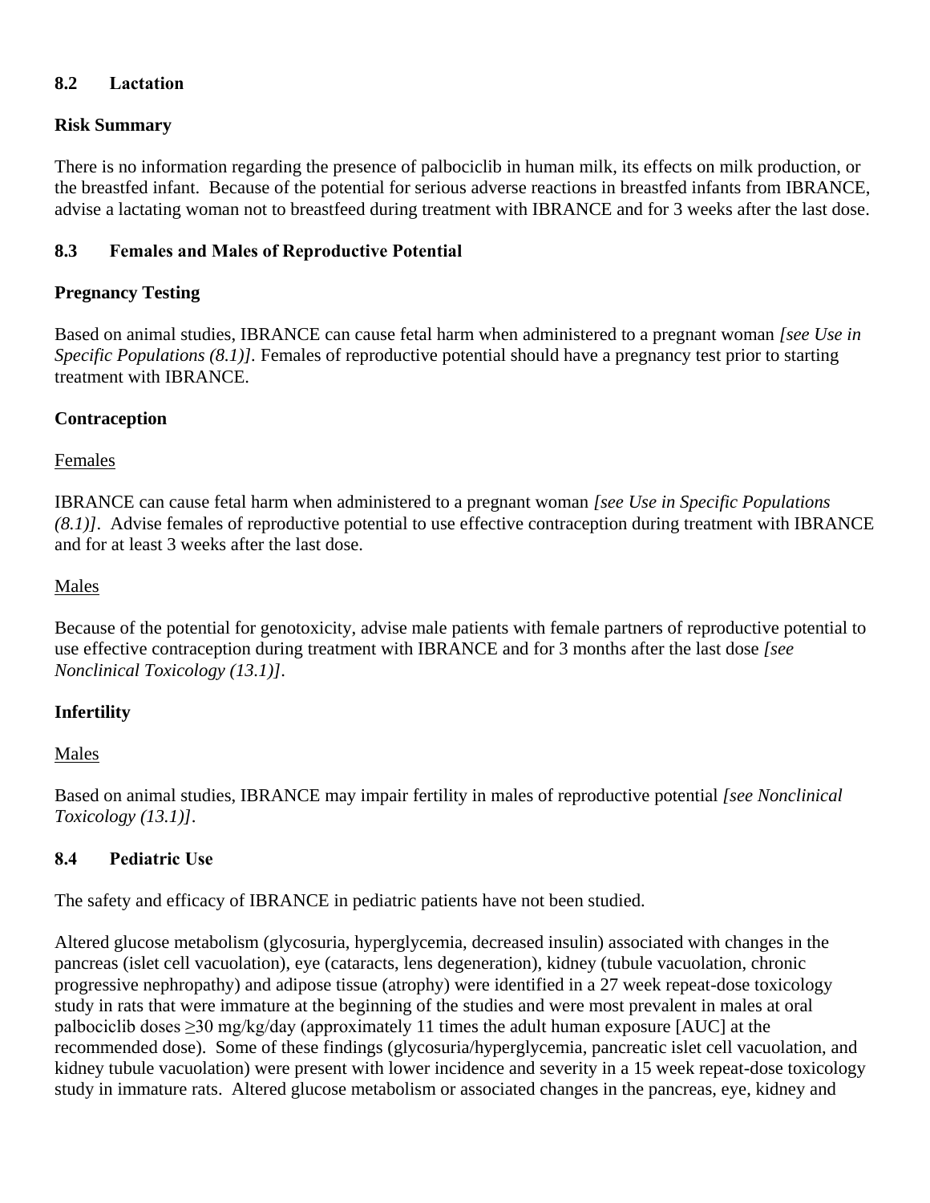### 8.2 Lactation

**Risk Summary**

There is no information regarding the presence of palbociclib in human milk, its effects on milk production, or the breastfed infant. Because of the potential for serious adverse reactions in breastfed infants from IBRANCE, advise a lactating woman not to breastfeed during treatment with IBRANCE and for 3 weeks after the last dose.

### 8.3 Females and Males of Reproductive Potential

**Pregnancy Testing**

Based on animal studies, IBRANCE can cause fetal harm when administered to a pregnant woman *[see Use in Specific Populations (8.1)]*. Females of reproductive potential should have a pregnancy test prior to starting treatment with IBRANCE.

**Contraception**

Females

IBRANCE can cause fetal harm when administered to a pregnant woman *[see Use in Specific Populations (8.1)]*. Advise females of reproductive potential to use effective contraception during treatment with IBRANCE and for at least 3 weeks after the last dose.

Males

Because of the potential for genotoxicity, advise male patients with female partners of reproductive potential to use effective contraception during treatment with IBRANCE and for 3 months after the last dose *[see Nonclinical Toxicology (13.1)]*.

**Infertility**

Males

Based on animal studies, IBRANCE may impair fertility in males of reproductive potential *[see Nonclinical Toxicology (13.1)]*.

### 8.4 Pediatric Use

The safety and efficacy of IBRANCE in pediatric patients have not been studied.

Altered glucose metabolism (glycosuria, hyperglycemia, decreased insulin) associated with changes in the pancreas (islet cell vacuolation), eye (cataracts, lens degeneration), kidney (tubule vacuolation, chronic progressive nephropathy) and adipose tissue (atrophy) were identified in a 27 week repeat-dose toxicology study in rats that were immature at the beginning of the studies and were most prevalent in males at oral palbociclib doses ≥30 mg/kg/day (approximately 11 times the adult human exposure [AUC] at the recommended dose). Some of these findings (glycosuria/hyperglycemia, pancreatic islet cell vacuolation, and kidney tubule vacuolation) were present with lower incidence and severity in a 15 week repeat-dose toxicology study in immature rats. Altered glucose metabolism or associated changes in the pancreas, eye, kidney and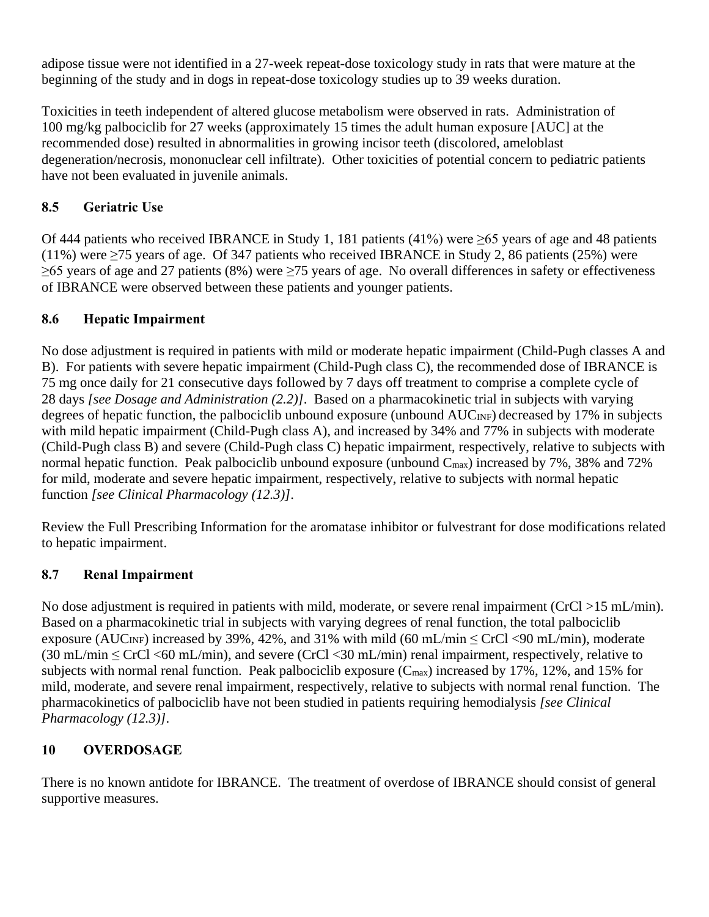adipose tissue were not identified in a 27-week repeat-dose toxicology study in rats that were mature at the beginning of the study and in dogs in repeat-dose toxicology studies up to 39 weeks duration.

Toxicities in teeth independent of altered glucose metabolism were observed in rats. Administration of 100 mg/kg palbociclib for 27 weeks (approximately 15 times the adult human exposure [AUC] at the recommended dose) resulted in abnormalities in growing incisor teeth (discolored, ameloblast degeneration/necrosis, mononuclear cell infiltrate). Other toxicities of potential concern to pediatric patients have not been evaluated in juvenile animals.

### 8.5 Geriatric Use

Of 444 patients who received IBRANCE in Study 1, 181 patients (41%) were ≥65 years of age and 48 patients (11%) were ≥75 years of age. Of 347 patients who received IBRANCE in Study 2, 86 patients (25%) were ≥65 years of age and 27 patients (8%) were ≥75 years of age. No overall differences in safety or effectiveness of IBRANCE were observed between these patients and younger patients.

### 8.6 Hepatic Impairment

No dose adjustment is required in patients with mild or moderate hepatic impairment (Child-Pugh classes A and B). For patients with severe hepatic impairment (Child-Pugh class C), the recommended dose of IBRANCE is 75 mg once daily for 21 consecutive days followed by 7 days off treatment to comprise a complete cycle of 28 days *[see Dosage and Administration (2.2)]*. Based on a pharmacokinetic trial in subjects with varying degrees of hepatic function, the palbociclib unbound exposure (unbound $AUC_{INF}$) decreased by 17% in subjects with mild hepatic impairment (Child-Pugh class A), and increased by 34% and 77% in subjects with moderate (Child-Pugh class B) and severe (Child-Pugh class C) hepatic impairment, respectively, relative to subjects with normal hepatic function. Peak palbociclib unbound exposure (unbound $C_{max}$) increased by 7%, 38% and 72% for mild, moderate and severe hepatic impairment, respectively, relative to subjects with normal hepatic function *[see Clinical Pharmacology (12.3)]*.

Review the Full Prescribing Information for the aromatase inhibitor or fulvestrant for dose modifications related to hepatic impairment.

### 8.7 Renal Impairment

No dose adjustment is required in patients with mild, moderate, or severe renal impairment (CrCl >15 mL/min). Based on a pharmacokinetic trial in subjects with varying degrees of renal function, the total palbociclib exposure ($AUC_{INF}$) increased by 39%, 42%, and 31% with mild (60 mL/min ≤ CrCl <90 mL/min), moderate (30 mL/min ≤ CrCl <60 mL/min), and severe (CrCl <30 mL/min) renal impairment, respectively, relative to subjects with normal renal function. Peak palbociclib exposure ($C_{max}$) increased by 17%, 12%, and 15% for mild, moderate, and severe renal impairment, respectively, relative to subjects with normal renal function. The pharmacokinetics of palbociclib have not been studied in patients requiring hemodialysis *[see Clinical Pharmacology (12.3)]*.

## 10 OVERDOSAGE

There is no known antidote for IBRANCE. The treatment of overdose of IBRANCE should consist of general supportive measures.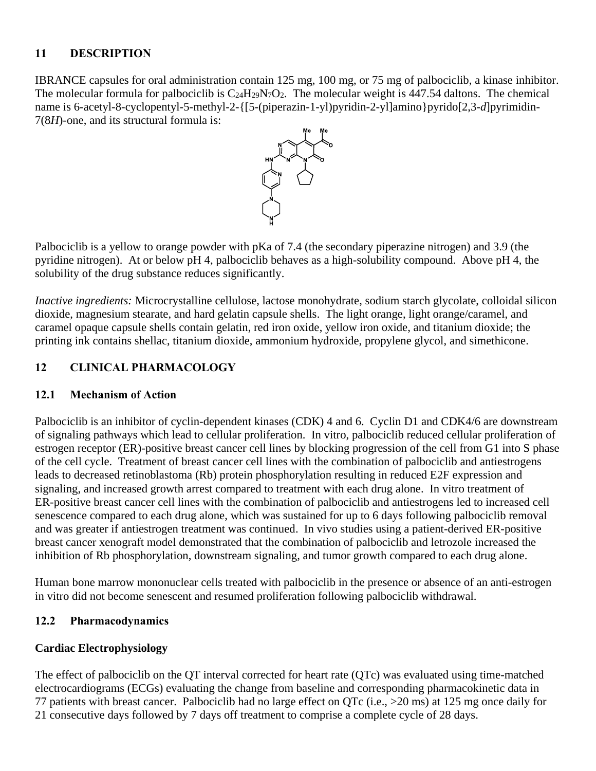## 11 DESCRIPTION

IBRANCE capsules for oral administration contain 125 mg, 100 mg, or 75 mg of palbociclib, a kinase inhibitor. The molecular formula for palbociclib is $C_{24}H_{29}N_7O_2$. The molecular weight is 447.54 daltons. The chemical name is 6-acetyl-8-cyclopentyl-5-methyl-2-{[5-(piperazin-1-yl)pyridin-2-yl]amino}pyrido[2,3-*d*]pyrimidin-7(8*H*)-one, and its structural formula is:

Palbociclib is a yellow to orange powder with pKa of 7.4 (the secondary piperazine nitrogen) and 3.9 (the pyridine nitrogen). At or below pH 4, palbociclib behaves as a high-solubility compound. Above pH 4, the solubility of the drug substance reduces significantly.

*Inactive ingredients:* Microcrystalline cellulose, lactose monohydrate, sodium starch glycolate, colloidal silicon dioxide, magnesium stearate, and hard gelatin capsule shells. The light orange, light orange/caramel, and caramel opaque capsule shells contain gelatin, red iron oxide, yellow iron oxide, and titanium dioxide; the printing ink contains shellac, titanium dioxide, ammonium hydroxide, propylene glycol, and simethicone.

## 12 CLINICAL PHARMACOLOGY

### 12.1 Mechanism of Action

Palbociclib is an inhibitor of cyclin-dependent kinases (CDK) 4 and 6. Cyclin D1 and CDK4/6 are downstream of signaling pathways which lead to cellular proliferation. In vitro, palbociclib reduced cellular proliferation of estrogen receptor (ER)-positive breast cancer cell lines by blocking progression of the cell from G1 into S phase of the cell cycle. Treatment of breast cancer cell lines with the combination of palbociclib and antiestrogens leads to decreased retinoblastoma (Rb) protein phosphorylation resulting in reduced E2F expression and signaling, and increased growth arrest compared to treatment with each drug alone. In vitro treatment of ER-positive breast cancer cell lines with the combination of palbociclib and antiestrogens led to increased cell senescence compared to each drug alone, which was sustained for up to 6 days following palbociclib removal and was greater if antiestrogen treatment was continued. In vivo studies using a patient-derived ER-positive breast cancer xenograft model demonstrated that the combination of palbociclib and letrozole increased the inhibition of Rb phosphorylation, downstream signaling, and tumor growth compared to each drug alone.

Human bone marrow mononuclear cells treated with palbociclib in the presence or absence of an anti-estrogen in vitro did not become senescent and resumed proliferation following palbociclib withdrawal.

### 12.2 Pharmacodynamics

**Cardiac Electrophysiology**

The effect of palbociclib on the QT interval corrected for heart rate (QTc) was evaluated using time-matched electrocardiograms (ECGs) evaluating the change from baseline and corresponding pharmacokinetic data in 77 patients with breast cancer. Palbociclib had no large effect on QTc (i.e., >20 ms) at 125 mg once daily for 21 consecutive days followed by 7 days off treatment to comprise a complete cycle of 28 days.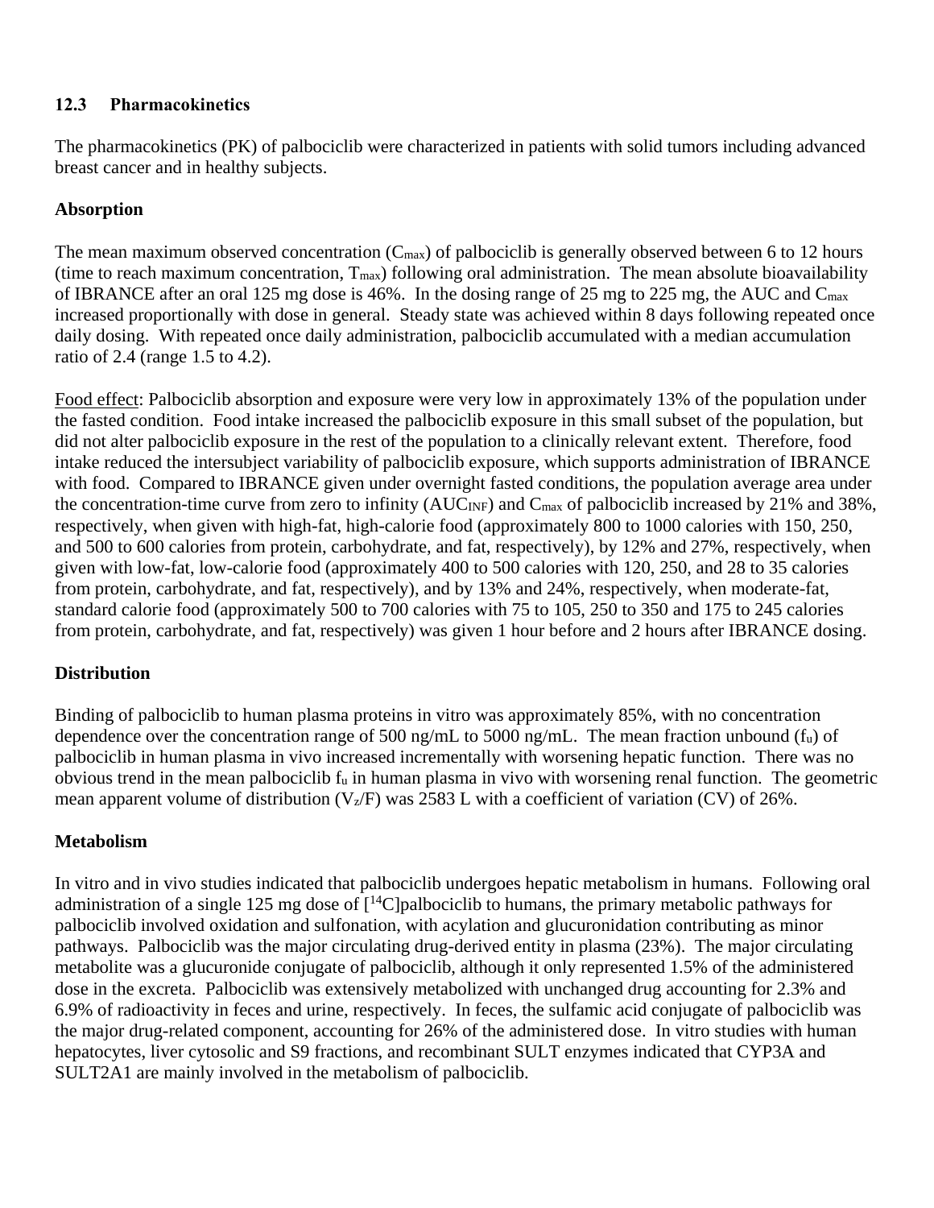### 12.3 Pharmacokinetics

The pharmacokinetics (PK) of palbociclib were characterized in patients with solid tumors including advanced breast cancer and in healthy subjects.

**Absorption**

The mean maximum observed concentration ($C_{max}$) of palbociclib is generally observed between 6 to 12 hours (time to reach maximum concentration, $T_{max}$) following oral administration. The mean absolute bioavailability of IBRANCE after an oral 125 mg dose is 46%. In the dosing range of 25 mg to 225 mg, the AUC and $C_{max}$ increased proportionally with dose in general. Steady state was achieved within 8 days following repeated once daily dosing. With repeated once daily administration, palbociclib accumulated with a median accumulation ratio of 2.4 (range 1.5 to 4.2).

Food effect: Palbociclib absorption and exposure were very low in approximately 13% of the population under the fasted condition. Food intake increased the palbociclib exposure in this small subset of the population, but did not alter palbociclib exposure in the rest of the population to a clinically relevant extent. Therefore, food intake reduced the intersubject variability of palbociclib exposure, which supports administration of IBRANCE with food. Compared to IBRANCE given under overnight fasted conditions, the population average area under the concentration-time curve from zero to infinity ($AUC_{INF}$) and $C_{max}$ of palbociclib increased by 21% and 38%, respectively, when given with high-fat, high-calorie food (approximately 800 to 1000 calories with 150, 250, and 500 to 600 calories from protein, carbohydrate, and fat, respectively), by 12% and 27%, respectively, when given with low-fat, low-calorie food (approximately 400 to 500 calories with 120, 250, and 28 to 35 calories from protein, carbohydrate, and fat, respectively), and by 13% and 24%, respectively, when moderate-fat, standard calorie food (approximately 500 to 700 calories with 75 to 105, 250 to 350 and 175 to 245 calories from protein, carbohydrate, and fat, respectively) was given 1 hour before and 2 hours after IBRANCE dosing.

**Distribution**

Binding of palbociclib to human plasma proteins in vitro was approximately 85%, with no concentration dependence over the concentration range of 500 ng/mL to 5000 ng/mL. The mean fraction unbound ($f_u$) of palbociclib in human plasma in vivo increased incrementally with worsening hepatic function. There was no obvious trend in the mean palbociclib $f_u$ in human plasma in vivo with worsening renal function. The geometric mean apparent volume of distribution ($V_z/F$) was 2583 L with a coefficient of variation (CV) of 26%.

**Metabolism**

In vitro and in vivo studies indicated that palbociclib undergoes hepatic metabolism in humans. Following oral administration of a single 125 mg dose of [$^{14}$C]palbociclib to humans, the primary metabolic pathways for palbociclib involved oxidation and sulfonation, with acylation and glucuronidation contributing as minor pathways. Palbociclib was the major circulating drug-derived entity in plasma (23%). The major circulating metabolite was a glucuronide conjugate of palbociclib, although it only represented 1.5% of the administered dose in the excreta. Palbociclib was extensively metabolized with unchanged drug accounting for 2.3% and 6.9% of radioactivity in feces and urine, respectively. In feces, the sulfamic acid conjugate of palbociclib was the major drug-related component, accounting for 26% of the administered dose. In vitro studies with human hepatocytes, liver cytosolic and S9 fractions, and recombinant SULT enzymes indicated that CYP3A and SULT2A1 are mainly involved in the metabolism of palbociclib.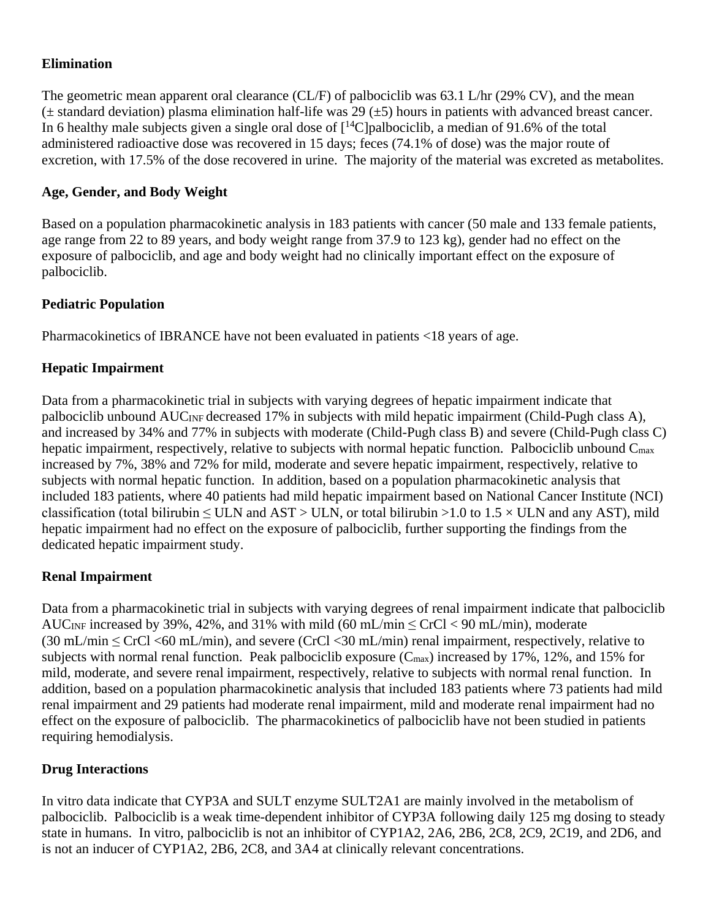**Elimination**

The geometric mean apparent oral clearance (CL/F) of palbociclib was 63.1 L/hr (29% CV), and the mean (± standard deviation) plasma elimination half-life was 29 (±5) hours in patients with advanced breast cancer. In 6 healthy male subjects given a single oral dose of [$^{14}$C]palbociclib, a median of 91.6% of the total administered radioactive dose was recovered in 15 days; feces (74.1% of dose) was the major route of excretion, with 17.5% of the dose recovered in urine. The majority of the material was excreted as metabolites.

**Age, Gender, and Body Weight**

Based on a population pharmacokinetic analysis in 183 patients with cancer (50 male and 133 female patients, age range from 22 to 89 years, and body weight range from 37.9 to 123 kg), gender had no effect on the exposure of palbociclib, and age and body weight had no clinically important effect on the exposure of palbociclib.

**Pediatric Population**

Pharmacokinetics of IBRANCE have not been evaluated in patients <18 years of age.

**Hepatic Impairment**

Data from a pharmacokinetic trial in subjects with varying degrees of hepatic impairment indicate that palbociclib unbound $AUC_{INF}$ decreased 17% in subjects with mild hepatic impairment (Child-Pugh class A), and increased by 34% and 77% in subjects with moderate (Child-Pugh class B) and severe (Child-Pugh class C) hepatic impairment, respectively, relative to subjects with normal hepatic function. Palbociclib unbound $C_{max}$ increased by 7%, 38% and 72% for mild, moderate and severe hepatic impairment, respectively, relative to subjects with normal hepatic function. In addition, based on a population pharmacokinetic analysis that included 183 patients, where 40 patients had mild hepatic impairment based on National Cancer Institute (NCI) classification (total bilirubin ≤ ULN and AST > ULN, or total bilirubin >1.0 to 1.5 × ULN and any AST), mild hepatic impairment had no effect on the exposure of palbociclib, further supporting the findings from the dedicated hepatic impairment study.

**Renal Impairment**

Data from a pharmacokinetic trial in subjects with varying degrees of renal impairment indicate that palbociclib $AUC_{INF}$ increased by 39%, 42%, and 31% with mild (60 mL/min ≤ CrCl < 90 mL/min), moderate (30 mL/min ≤ CrCl <60 mL/min), and severe (CrCl <30 mL/min) renal impairment, respectively, relative to subjects with normal renal function. Peak palbociclib exposure ($C_{max}$) increased by 17%, 12%, and 15% for mild, moderate, and severe renal impairment, respectively, relative to subjects with normal renal function. In addition, based on a population pharmacokinetic analysis that included 183 patients where 73 patients had mild renal impairment and 29 patients had moderate renal impairment, mild and moderate renal impairment had no effect on the exposure of palbociclib. The pharmacokinetics of palbociclib have not been studied in patients requiring hemodialysis.

**Drug Interactions**

In vitro data indicate that CYP3A and SULT enzyme SULT2A1 are mainly involved in the metabolism of palbociclib. Palbociclib is a weak time-dependent inhibitor of CYP3A following daily 125 mg dosing to steady state in humans. In vitro, palbociclib is not an inhibitor of CYP1A2, 2A6, 2B6, 2C8, 2C9, 2C19, and 2D6, and is not an inducer of CYP1A2, 2B6, 2C8, and 3A4 at clinically relevant concentrations.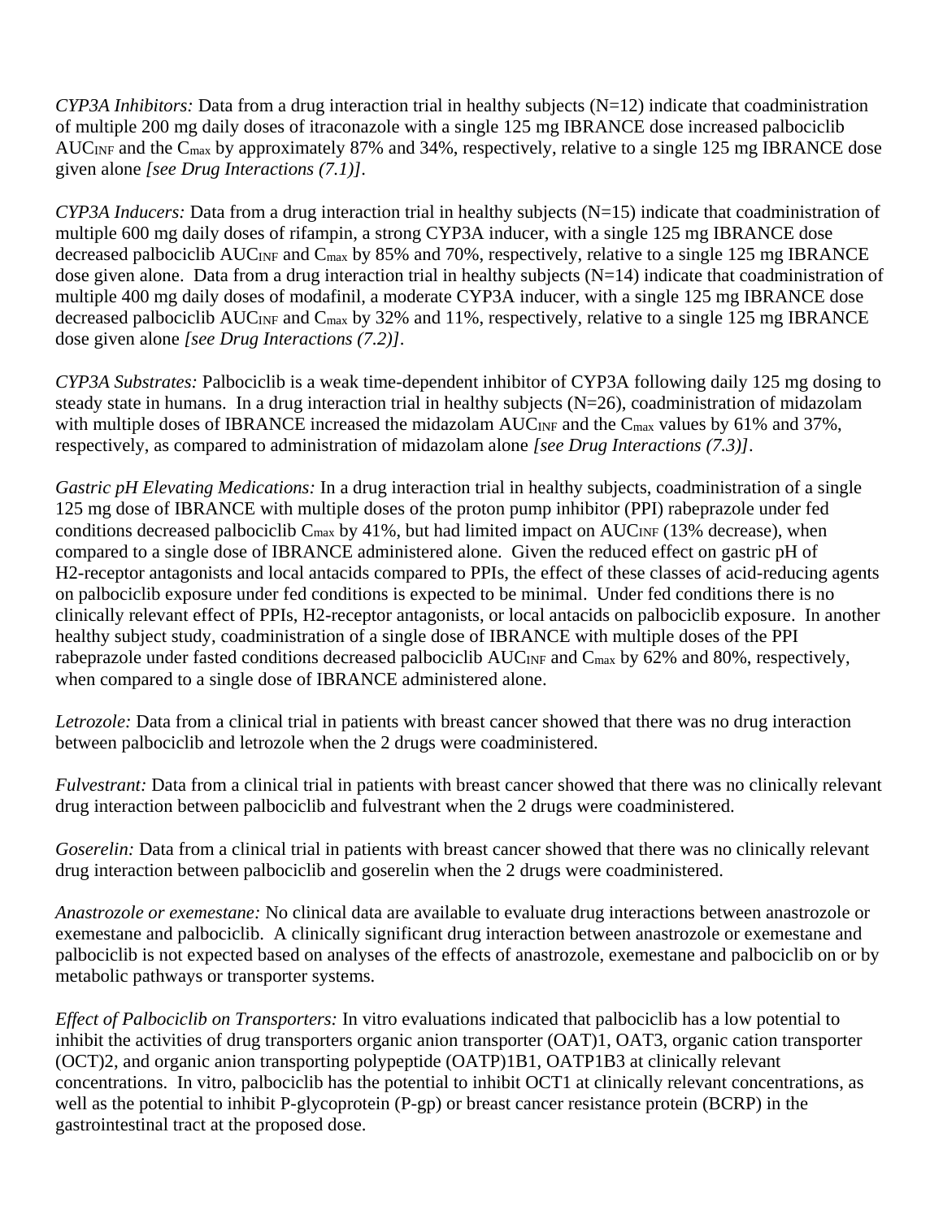*CYP3A Inhibitors:* Data from a drug interaction trial in healthy subjects (N=12) indicate that coadministration of multiple 200 mg daily doses of itraconazole with a single 125 mg IBRANCE dose increased palbociclib $AUC_{INF}$ and the $C_{max}$ by approximately 87% and 34%, respectively, relative to a single 125 mg IBRANCE dose given alone *[see Drug Interactions (7.1)]*.

*CYP3A Inducers:* Data from a drug interaction trial in healthy subjects (N=15) indicate that coadministration of multiple 600 mg daily doses of rifampin, a strong CYP3A inducer, with a single 125 mg IBRANCE dose decreased palbociclib $AUC_{INF}$ and $C_{max}$ by 85% and 70%, respectively, relative to a single 125 mg IBRANCE dose given alone. Data from a drug interaction trial in healthy subjects (N=14) indicate that coadministration of multiple 400 mg daily doses of modafinil, a moderate CYP3A inducer, with a single 125 mg IBRANCE dose decreased palbociclib $AUC_{INF}$ and $C_{max}$ by 32% and 11%, respectively, relative to a single 125 mg IBRANCE dose given alone *[see Drug Interactions (7.2)]*.

*CYP3A Substrates:* Palbociclib is a weak time-dependent inhibitor of CYP3A following daily 125 mg dosing to steady state in humans. In a drug interaction trial in healthy subjects (N=26), coadministration of midazolam with multiple doses of IBRANCE increased the midazolam $AUC_{INF}$ and the $C_{max}$ values by 61% and 37%, respectively, as compared to administration of midazolam alone *[see Drug Interactions (7.3)]*.

*Gastric pH Elevating Medications:* In a drug interaction trial in healthy subjects, coadministration of a single 125 mg dose of IBRANCE with multiple doses of the proton pump inhibitor (PPI) rabeprazole under fed conditions decreased palbociclib $C_{max}$ by 41%, but had limited impact on $AUC_{INF}$ (13% decrease), when compared to a single dose of IBRANCE administered alone. Given the reduced effect on gastric pH of H2-receptor antagonists and local antacids compared to PPIs, the effect of these classes of acid-reducing agents on palbociclib exposure under fed conditions is expected to be minimal. Under fed conditions there is no clinically relevant effect of PPIs, H2-receptor antagonists, or local antacids on palbociclib exposure. In another healthy subject study, coadministration of a single dose of IBRANCE with multiple doses of the PPI rabeprazole under fasted conditions decreased palbociclib $AUC_{INF}$ and $C_{max}$ by 62% and 80%, respectively, when compared to a single dose of IBRANCE administered alone.

*Letrozole:* Data from a clinical trial in patients with breast cancer showed that there was no drug interaction between palbociclib and letrozole when the 2 drugs were coadministered.

*Fulvestrant:* Data from a clinical trial in patients with breast cancer showed that there was no clinically relevant drug interaction between palbociclib and fulvestrant when the 2 drugs were coadministered.

*Goserelin:* Data from a clinical trial in patients with breast cancer showed that there was no clinically relevant drug interaction between palbociclib and goserelin when the 2 drugs were coadministered.

*Anastrozole or exemestane:* No clinical data are available to evaluate drug interactions between anastrozole or exemestane and palbociclib. A clinically significant drug interaction between anastrozole or exemestane and palbociclib is not expected based on analyses of the effects of anastrozole, exemestane and palbociclib on or by metabolic pathways or transporter systems.

*Effect of Palbociclib on Transporters:* In vitro evaluations indicated that palbociclib has a low potential to inhibit the activities of drug transporters organic anion transporter (OAT)1, OAT3, organic cation transporter (OCT)2, and organic anion transporting polypeptide (OATP)1B1, OATP1B3 at clinically relevant concentrations. In vitro, palbociclib has the potential to inhibit OCT1 at clinically relevant concentrations, as well as the potential to inhibit P-glycoprotein (P-gp) or breast cancer resistance protein (BCRP) in the gastrointestinal tract at the proposed dose.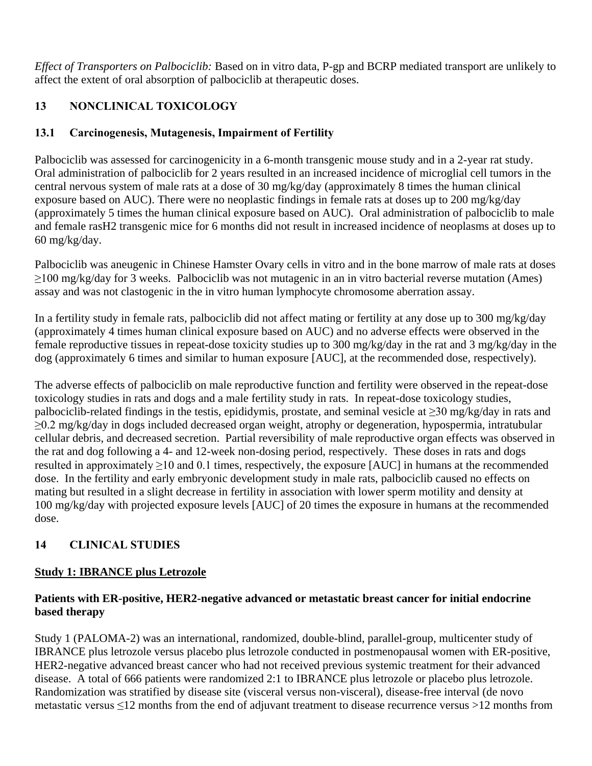*Effect of Transporters on Palbociclib:* Based on in vitro data, P-gp and BCRP mediated transport are unlikely to affect the extent of oral absorption of palbociclib at therapeutic doses.

## 13 NONCLINICAL TOXICOLOGY

### 13.1 Carcinogenesis, Mutagenesis, Impairment of Fertility

Palbociclib was assessed for carcinogenicity in a 6-month transgenic mouse study and in a 2-year rat study. Oral administration of palbociclib for 2 years resulted in an increased incidence of microglial cell tumors in the central nervous system of male rats at a dose of 30 mg/kg/day (approximately 8 times the human clinical exposure based on AUC). There were no neoplastic findings in female rats at doses up to 200 mg/kg/day (approximately 5 times the human clinical exposure based on AUC). Oral administration of palbociclib to male and female rasH2 transgenic mice for 6 months did not result in increased incidence of neoplasms at doses up to 60 mg/kg/day.

Palbociclib was aneugenic in Chinese Hamster Ovary cells in vitro and in the bone marrow of male rats at doses ≥100 mg/kg/day for 3 weeks. Palbociclib was not mutagenic in an in vitro bacterial reverse mutation (Ames) assay and was not clastogenic in the in vitro human lymphocyte chromosome aberration assay.

In a fertility study in female rats, palbociclib did not affect mating or fertility at any dose up to 300 mg/kg/day (approximately 4 times human clinical exposure based on AUC) and no adverse effects were observed in the female reproductive tissues in repeat-dose toxicity studies up to 300 mg/kg/day in the rat and 3 mg/kg/day in the dog (approximately 6 times and similar to human exposure [AUC], at the recommended dose, respectively).

The adverse effects of palbociclib on male reproductive function and fertility were observed in the repeat-dose toxicology studies in rats and dogs and a male fertility study in rats. In repeat-dose toxicology studies, palbociclib-related findings in the testis, epididymis, prostate, and seminal vesicle at ≥30 mg/kg/day in rats and ≥0.2 mg/kg/day in dogs included decreased organ weight, atrophy or degeneration, hypospermia, intratubular cellular debris, and decreased secretion. Partial reversibility of male reproductive organ effects was observed in the rat and dog following a 4- and 12-week non-dosing period, respectively. These doses in rats and dogs resulted in approximately ≥10 and 0.1 times, respectively, the exposure [AUC] in humans at the recommended dose. In the fertility and early embryonic development study in male rats, palbociclib caused no effects on mating but resulted in a slight decrease in fertility in association with lower sperm motility and density at 100 mg/kg/day with projected exposure levels [AUC] of 20 times the exposure in humans at the recommended dose.

## 14 CLINICAL STUDIES

**Study 1: IBRANCE plus Letrozole**

**Patients with ER-positive, HER2-negative advanced or metastatic breast cancer for initial endocrine based therapy**

Study 1 (PALOMA-2) was an international, randomized, double-blind, parallel-group, multicenter study of IBRANCE plus letrozole versus placebo plus letrozole conducted in postmenopausal women with ER-positive, HER2-negative advanced breast cancer who had not received previous systemic treatment for their advanced disease. A total of 666 patients were randomized 2:1 to IBRANCE plus letrozole or placebo plus letrozole. Randomization was stratified by disease site (visceral versus non-visceral), disease-free interval (de novo metastatic versus ≤12 months from the end of adjuvant treatment to disease recurrence versus >12 months from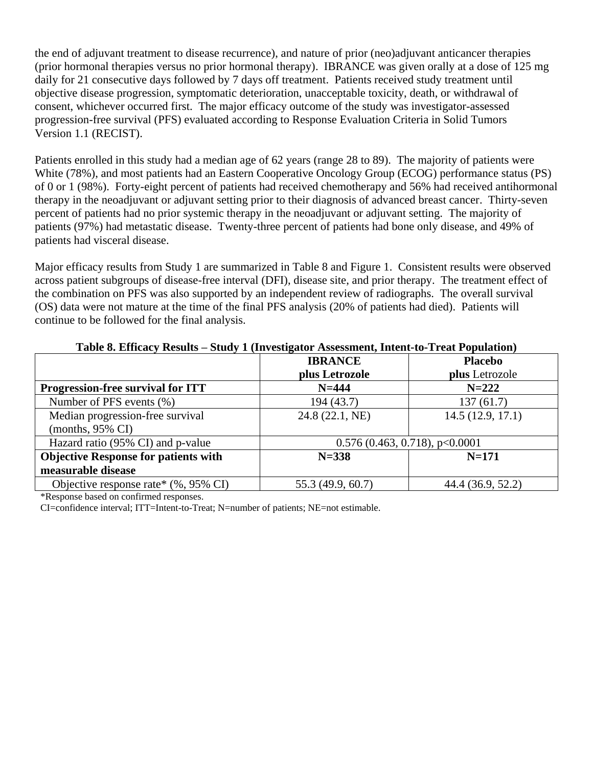the end of adjuvant treatment to disease recurrence), and nature of prior (neo)adjuvant anticancer therapies (prior hormonal therapies versus no prior hormonal therapy). IBRANCE was given orally at a dose of 125 mg daily for 21 consecutive days followed by 7 days off treatment. Patients received study treatment until objective disease progression, symptomatic deterioration, unacceptable toxicity, death, or withdrawal of consent, whichever occurred first. The major efficacy outcome of the study was investigator-assessed progression-free survival (PFS) evaluated according to Response Evaluation Criteria in Solid Tumors Version 1.1 (RECIST).

Patients enrolled in this study had a median age of 62 years (range 28 to 89). The majority of patients were White (78%), and most patients had an Eastern Cooperative Oncology Group (ECOG) performance status (PS) of 0 or 1 (98%). Forty-eight percent of patients had received chemotherapy and 56% had received antihormonal therapy in the neoadjuvant or adjuvant setting prior to their diagnosis of advanced breast cancer. Thirty-seven percent of patients had no prior systemic therapy in the neoadjuvant or adjuvant setting. The majority of patients (97%) had metastatic disease. Twenty-three percent of patients had bone only disease, and 49% of patients had visceral disease.

Major efficacy results from Study 1 are summarized in Table 8 and Figure 1. Consistent results were observed across patient subgroups of disease-free interval (DFI), disease site, and prior therapy. The treatment effect of the combination on PFS was also supported by an independent review of radiographs. The overall survival (OS) data were not mature at the time of the final PFS analysis (20% of patients had died). Patients will continue to be followed for the final analysis.

**Table 8. Efficacy Results – Study 1 (Investigator Assessment, Intent-to-Treat Population)**

| | **IBRANCE plus Letrozole** | **Placebo plus** Letrozole |
|---|---|---|
| **Progression-free survival for ITT** | **N=444** | **N=222** |
| Number of PFS events (%) | 194 (43.7) | 137 (61.7) |
| Median progression-free survival (months, 95% CI) | 24.8 (22.1, NE) | 14.5 (12.9, 17.1) |
| Hazard ratio (95% CI) and p-value | 0.576 (0.463, 0.718), p<0.0001 | |
| **Objective Response for patients with measurable disease** | **N=338** | **N=171** |
| Objective response rate* (%, 95% CI) | 55.3 (49.9, 60.7) | 44.4 (36.9, 52.2) |

*Response based on confirmed responses.

CI=confidence interval; ITT=Intent-to-Treat; N=number of patients; NE=not estimable.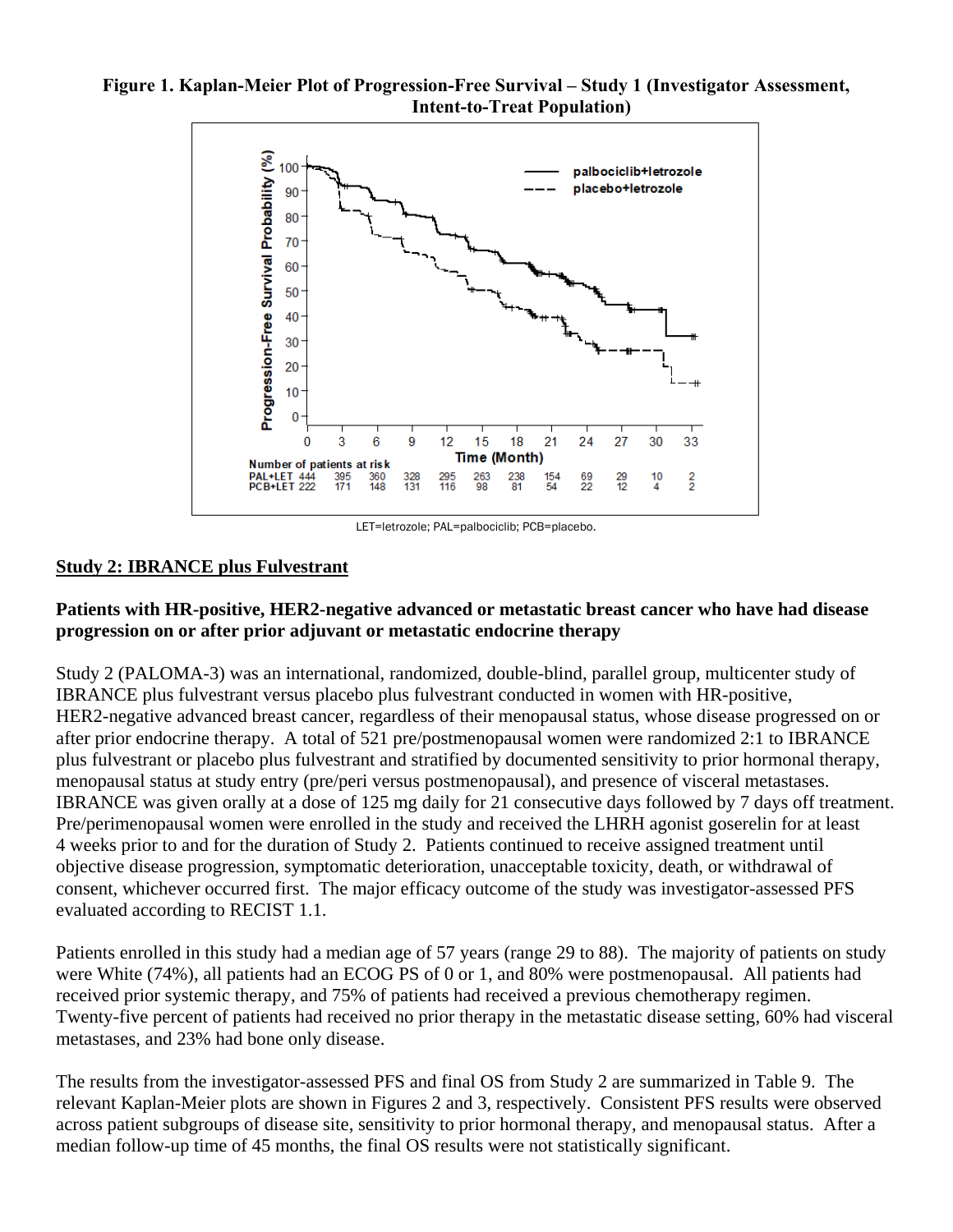**Figure 1. Kaplan-Meier Plot of Progression-Free Survival – Study 1 (Investigator Assessment, Intent-to-Treat Population)**

LET=letrozole; PAL=palbociclib; PCB=placebo.

## Study 2: IBRANCE plus Fulvestrant

### Patients with HR-positive, HER2-negative advanced or metastatic breast cancer who have had disease progression on or after prior adjuvant or metastatic endocrine therapy

Study 2 (PALOMA-3) was an international, randomized, double-blind, parallel group, multicenter study of IBRANCE plus fulvestrant versus placebo plus fulvestrant conducted in women with HR-positive, HER2-negative advanced breast cancer, regardless of their menopausal status, whose disease progressed on or after prior endocrine therapy. A total of 521 pre/postmenopausal women were randomized 2:1 to IBRANCE plus fulvestrant or placebo plus fulvestrant and stratified by documented sensitivity to prior hormonal therapy, menopausal status at study entry (pre/peri versus postmenopausal), and presence of visceral metastases. IBRANCE was given orally at a dose of 125 mg daily for 21 consecutive days followed by 7 days off treatment. Pre/perimenopausal women were enrolled in the study and received the LHRH agonist goserelin for at least 4 weeks prior to and for the duration of Study 2. Patients continued to receive assigned treatment until objective disease progression, symptomatic deterioration, unacceptable toxicity, death, or withdrawal of consent, whichever occurred first. The major efficacy outcome of the study was investigator-assessed PFS evaluated according to RECIST 1.1.

Patients enrolled in this study had a median age of 57 years (range 29 to 88). The majority of patients on study were White (74%), all patients had an ECOG PS of 0 or 1, and 80% were postmenopausal. All patients had received prior systemic therapy, and 75% of patients had received a previous chemotherapy regimen. Twenty-five percent of patients had received no prior therapy in the metastatic disease setting, 60% had visceral metastases, and 23% had bone only disease.

The results from the investigator-assessed PFS and final OS from Study 2 are summarized in Table 9. The relevant Kaplan-Meier plots are shown in Figures 2 and 3, respectively. Consistent PFS results were observed across patient subgroups of disease site, sensitivity to prior hormonal therapy, and menopausal status. After a median follow-up time of 45 months, the final OS results were not statistically significant.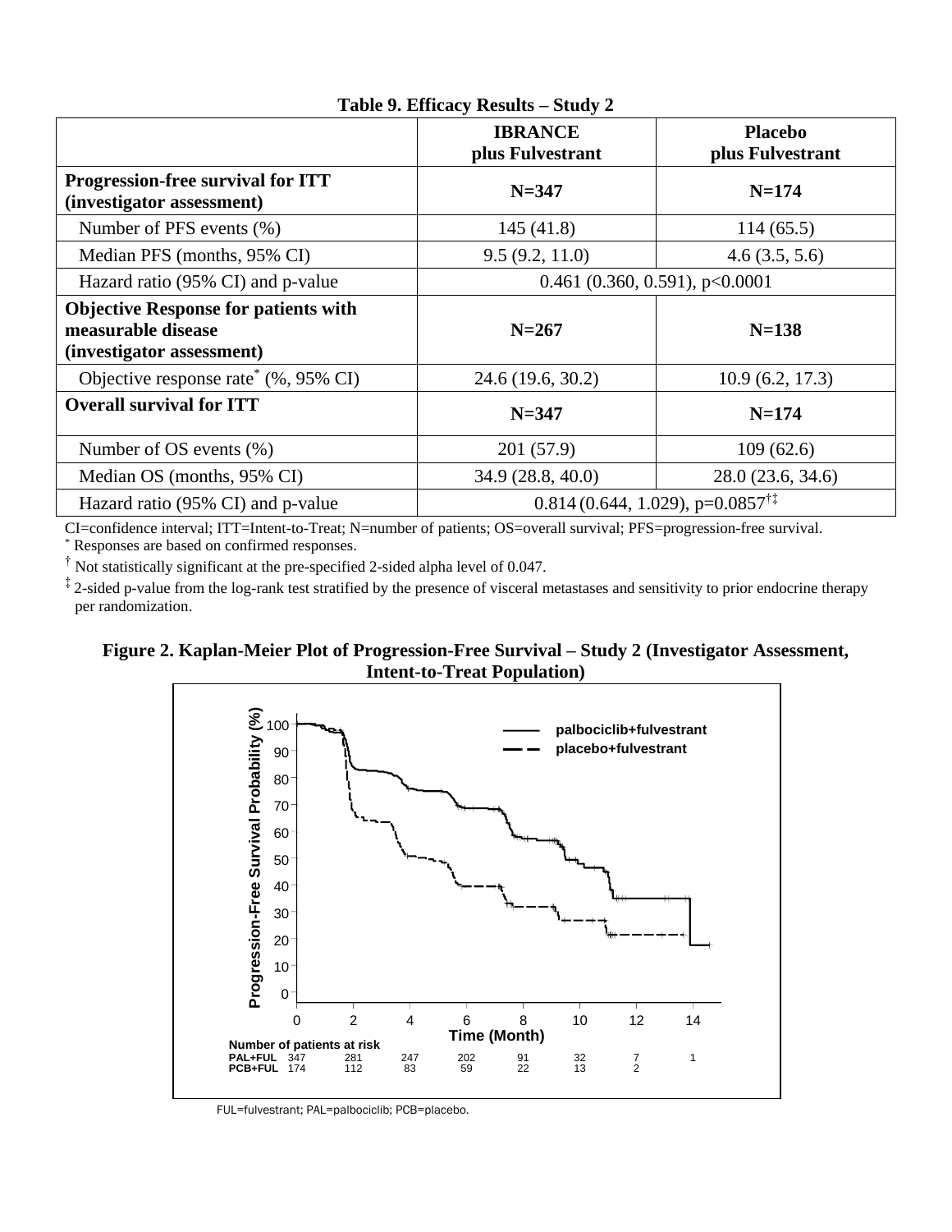**Table 9. Efficacy Results – Study 2**

| | IBRANCE plus Fulvestrant | Placebo plus Fulvestrant |
|---|---|---|
| **Progression-free survival for ITT (investigator assessment)** | **N=347** | **N=174** |
| Number of PFS events (%) | 145 (41.8) | 114 (65.5) |
| Median PFS (months, 95% CI) | 9.5 (9.2, 11.0) | 4.6 (3.5, 5.6) |
| Hazard ratio (95% CI) and p-value | 0.461 (0.360, 0.591), p<0.0001 | |
| **Objective Response for patients with measurable disease (investigator assessment)** | **N=267** | **N=138** |
| Objective response rate* (%, 95% CI) | 24.6 (19.6, 30.2) | 10.9 (6.2, 17.3) |
| **Overall survival for ITT** | **N=347** | **N=174** |
| Number of OS events (%) | 201 (57.9) | 109 (62.6) |
| Median OS (months, 95% CI) | 34.9 (28.8, 40.0) | 28.0 (23.6, 34.6) |
| Hazard ratio (95% CI) and p-value | 0.814 (0.644, 1.029), p=0.0857†‡ | |

CI=confidence interval; ITT=Intent-to-Treat; N=number of patients; OS=overall survival; PFS=progression-free survival.

\* Responses are based on confirmed responses.

† Not statistically significant at the pre-specified 2-sided alpha level of 0.047.

‡ 2-sided p-value from the log-rank test stratified by the presence of visceral metastases and sensitivity to prior endocrine therapy per randomization.

**Figure 2. Kaplan-Meier Plot of Progression-Free Survival – Study 2 (Investigator Assessment, Intent-to-Treat Population)**

Number of patients at risk

| Time (Month) | 0 | 2 | 4 | 6 | 8 | 10 | 12 | 14 |
|---|---|---|---|---|---|---|---|---|
| PAL+FUL | 347 | 281 | 247 | 202 | 91 | 32 | 7 | 1 |
| PCB+FUL | 174 | 112 | 83 | 59 | 22 | 13 | 2 | |

FUL=fulvestrant; PAL=palbociclib; PCB=placebo.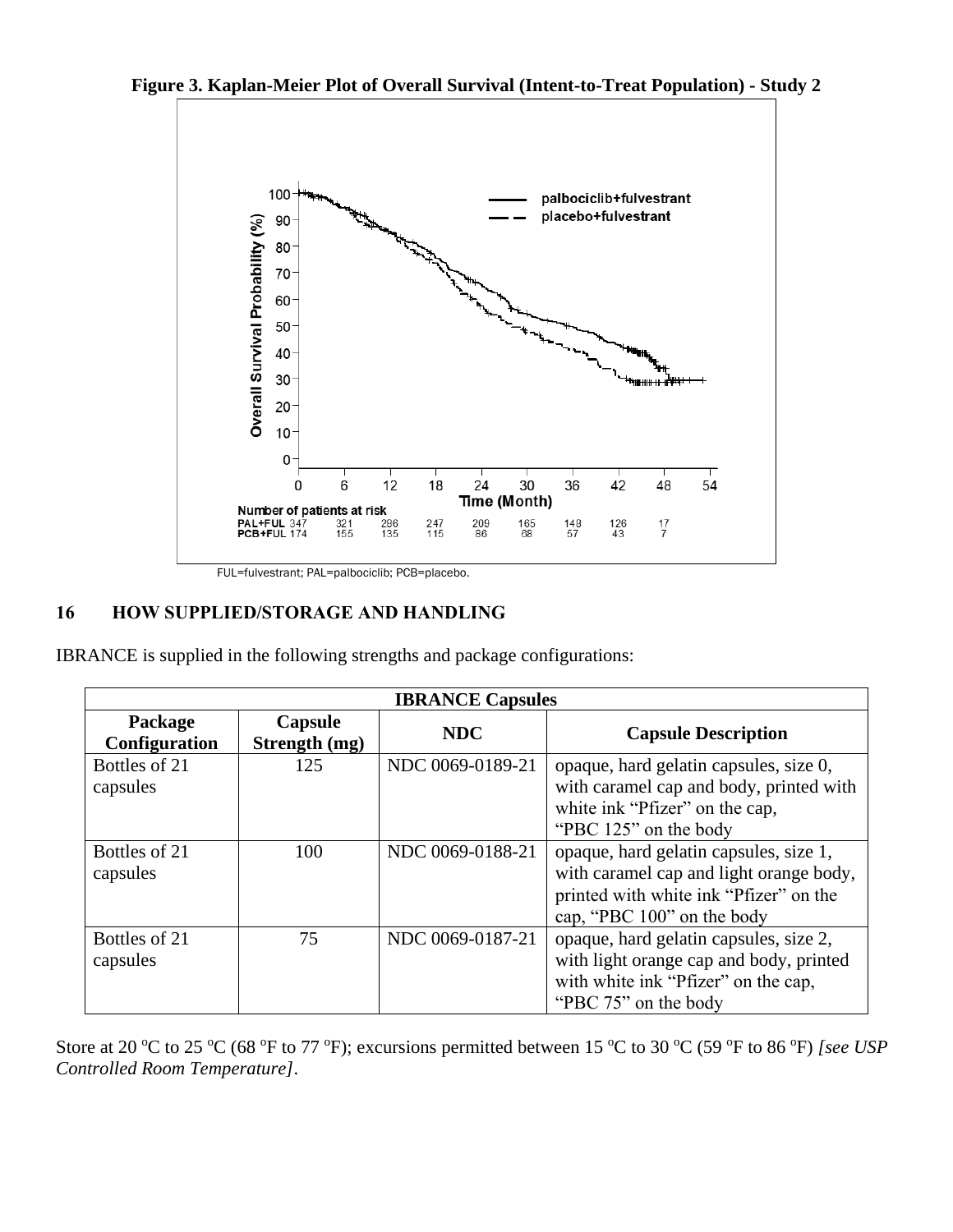**Figure 3. Kaplan-Meier Plot of Overall Survival (Intent-to-Treat Population) - Study 2**

FUL=fulvestrant; PAL=palbociclib; PCB=placebo.

## 16 HOW SUPPLIED/STORAGE AND HANDLING

IBRANCE is supplied in the following strengths and package configurations:

| IBRANCE Capsules | | | |
|---|---|---|---|
| **Package Configuration** | **Capsule Strength (mg)** | **NDC** | **Capsule Description** |
| Bottles of 21 capsules | 125 | NDC 0069-0189-21 | opaque, hard gelatin capsules, size 0, with caramel cap and body, printed with white ink "Pfizer" on the cap, "PBC 125" on the body |
| Bottles of 21 capsules | 100 | NDC 0069-0188-21 | opaque, hard gelatin capsules, size 1, with caramel cap and light orange body, printed with white ink "Pfizer" on the cap, "PBC 100" on the body |
| Bottles of 21 capsules | 75 | NDC 0069-0187-21 | opaque, hard gelatin capsules, size 2, with light orange cap and body, printed with white ink "Pfizer" on the cap, "PBC 75" on the body |

Store at 20 ºC to 25 ºC (68 ºF to 77 ºF); excursions permitted between 15 ºC to 30 ºC (59 ºF to 86 ºF) *[see USP Controlled Room Temperature]*.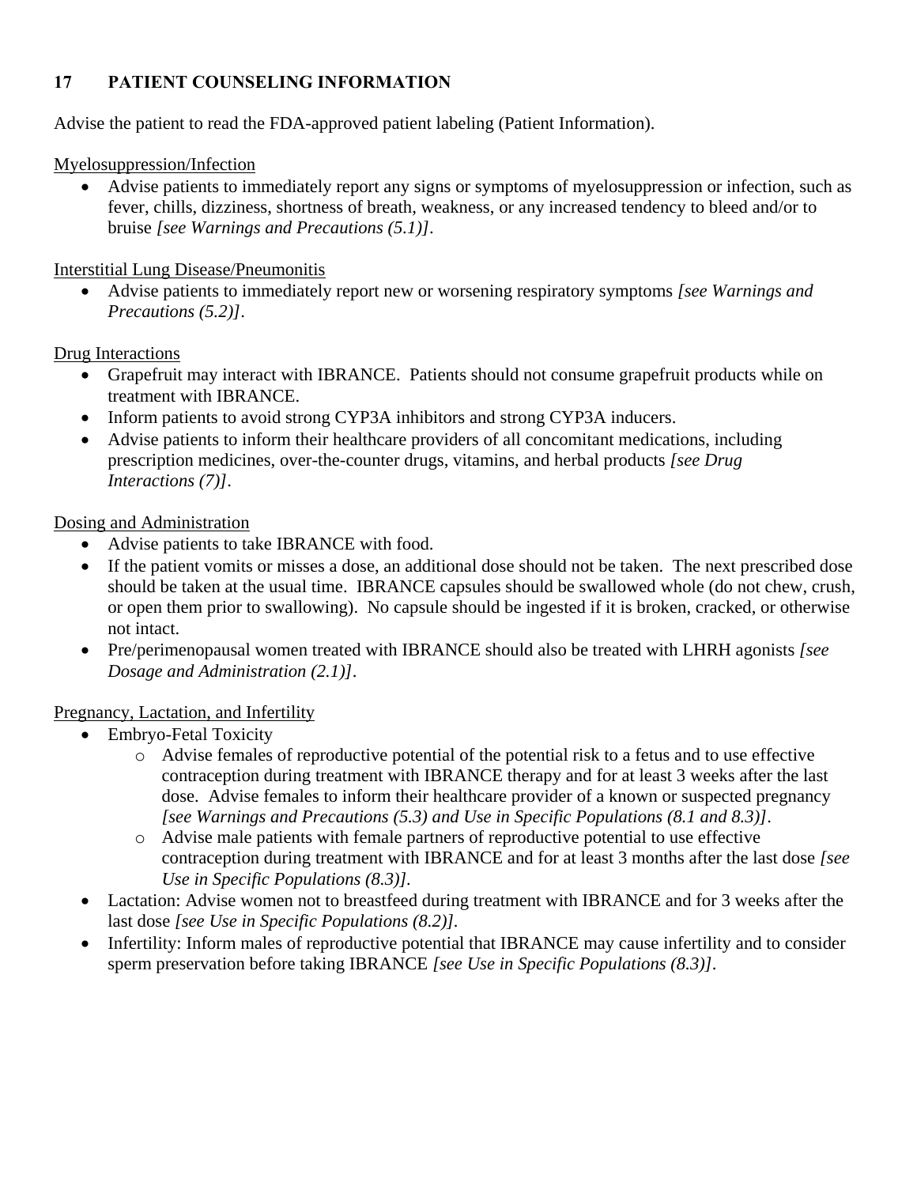## 17 PATIENT COUNSELING INFORMATION

Advise the patient to read the FDA-approved patient labeling (Patient Information).

Myelosuppression/Infection

- Advise patients to immediately report any signs or symptoms of myelosuppression or infection, such as fever, chills, dizziness, shortness of breath, weakness, or any increased tendency to bleed and/or to bruise *[see Warnings and Precautions (5.1)]*.

Interstitial Lung Disease/Pneumonitis

- Advise patients to immediately report new or worsening respiratory symptoms *[see Warnings and Precautions (5.2)]*.

Drug Interactions

- Grapefruit may interact with IBRANCE. Patients should not consume grapefruit products while on treatment with IBRANCE.
- Inform patients to avoid strong CYP3A inhibitors and strong CYP3A inducers.
- Advise patients to inform their healthcare providers of all concomitant medications, including prescription medicines, over-the-counter drugs, vitamins, and herbal products *[see Drug Interactions (7)]*.

Dosing and Administration

- Advise patients to take IBRANCE with food.
- If the patient vomits or misses a dose, an additional dose should not be taken. The next prescribed dose should be taken at the usual time. IBRANCE capsules should be swallowed whole (do not chew, crush, or open them prior to swallowing). No capsule should be ingested if it is broken, cracked, or otherwise not intact.
- Pre/perimenopausal women treated with IBRANCE should also be treated with LHRH agonists *[see Dosage and Administration (2.1)]*.

Pregnancy, Lactation, and Infertility

- Embryo-Fetal Toxicity
  - Advise females of reproductive potential of the potential risk to a fetus and to use effective contraception during treatment with IBRANCE therapy and for at least 3 weeks after the last dose. Advise females to inform their healthcare provider of a known or suspected pregnancy *[see Warnings and Precautions (5.3) and Use in Specific Populations (8.1 and 8.3)]*.
  - Advise male patients with female partners of reproductive potential to use effective contraception during treatment with IBRANCE and for at least 3 months after the last dose *[see Use in Specific Populations (8.3)]*.
- Lactation: Advise women not to breastfeed during treatment with IBRANCE and for 3 weeks after the last dose *[see Use in Specific Populations (8.2)]*.
- Infertility: Inform males of reproductive potential that IBRANCE may cause infertility and to consider sperm preservation before taking IBRANCE *[see Use in Specific Populations (8.3)]*.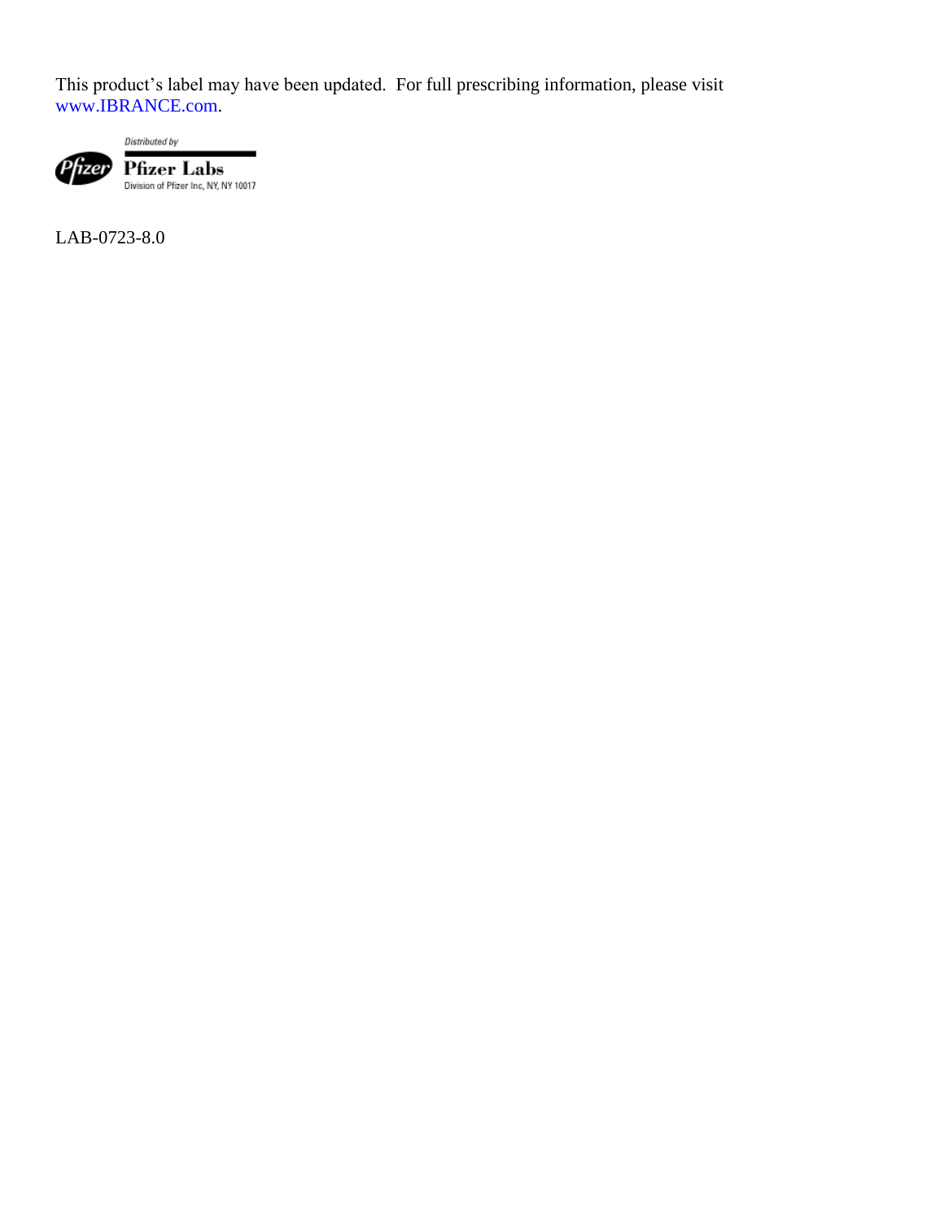This product's label may have been updated. For full prescribing information, please visit www.IBRANCE.com.

Distributed by

Pfizer Labs

Division of Pfizer Inc, NY, NY 10017

LAB-0723-8.0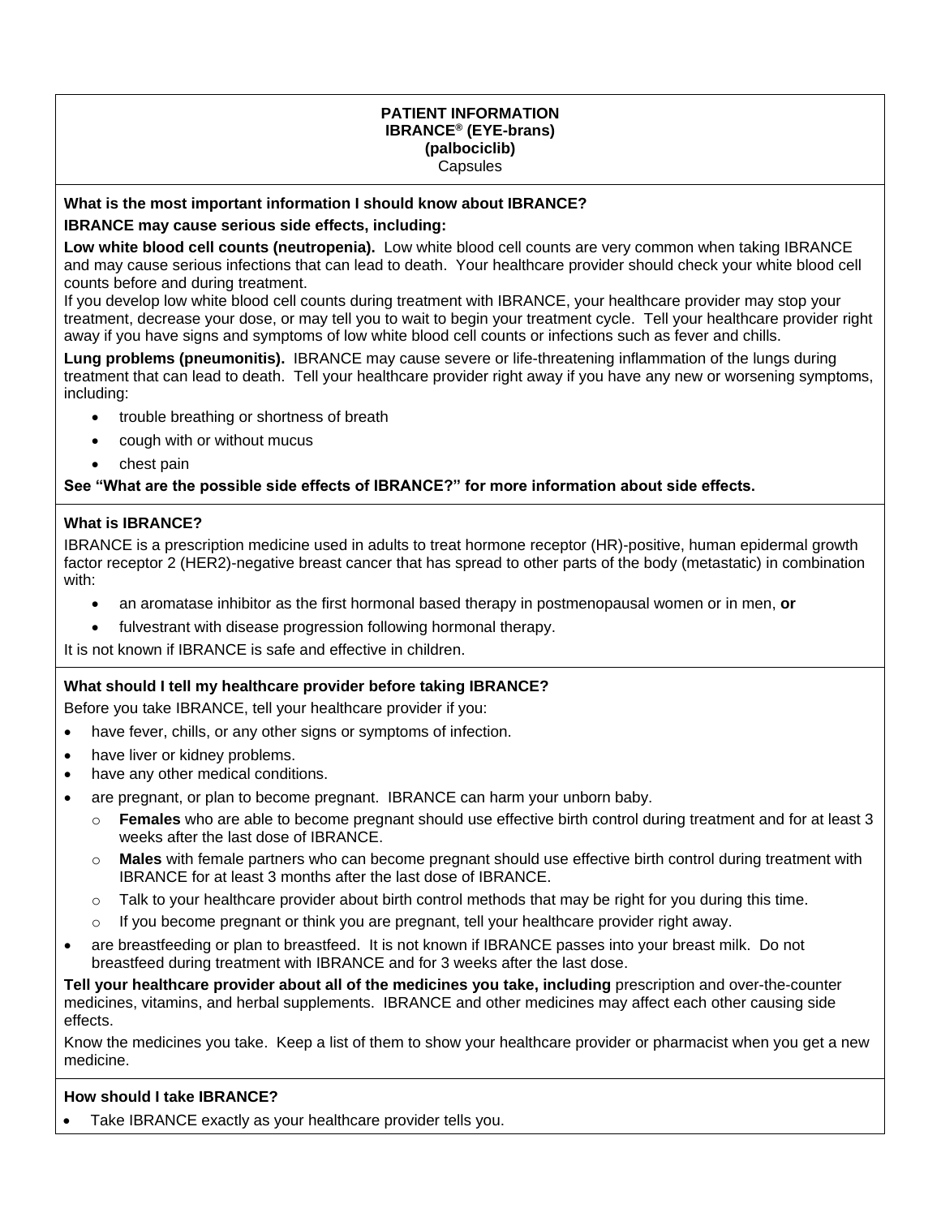**PATIENT INFORMATION**
**IBRANCE® (EYE-brans)**
**(palbociclib)**
Capsules

**What is the most important information I should know about IBRANCE?**

**IBRANCE may cause serious side effects, including:**

**Low white blood cell counts (neutropenia).** Low white blood cell counts are very common when taking IBRANCE and may cause serious infections that can lead to death. Your healthcare provider should check your white blood cell counts before and during treatment.

If you develop low white blood cell counts during treatment with IBRANCE, your healthcare provider may stop your treatment, decrease your dose, or may tell you to wait to begin your treatment cycle. Tell your healthcare provider right away if you have signs and symptoms of low white blood cell counts or infections such as fever and chills.

**Lung problems (pneumonitis).** IBRANCE may cause severe or life-threatening inflammation of the lungs during treatment that can lead to death. Tell your healthcare provider right away if you have any new or worsening symptoms, including:

- trouble breathing or shortness of breath
- cough with or without mucus
- chest pain

**See "What are the possible side effects of IBRANCE?" for more information about side effects.**

**What is IBRANCE?**

IBRANCE is a prescription medicine used in adults to treat hormone receptor (HR)-positive, human epidermal growth factor receptor 2 (HER2)-negative breast cancer that has spread to other parts of the body (metastatic) in combination with:

- an aromatase inhibitor as the first hormonal based therapy in postmenopausal women or in men, **or**
- fulvestrant with disease progression following hormonal therapy.

It is not known if IBRANCE is safe and effective in children.

**What should I tell my healthcare provider before taking IBRANCE?**

Before you take IBRANCE, tell your healthcare provider if you:

- have fever, chills, or any other signs or symptoms of infection.
- have liver or kidney problems.
- have any other medical conditions.
- are pregnant, or plan to become pregnant. IBRANCE can harm your unborn baby.
  - **Females** who are able to become pregnant should use effective birth control during treatment and for at least 3 weeks after the last dose of IBRANCE.
  - **Males** with female partners who can become pregnant should use effective birth control during treatment with IBRANCE for at least 3 months after the last dose of IBRANCE.
  - Talk to your healthcare provider about birth control methods that may be right for you during this time.
  - If you become pregnant or think you are pregnant, tell your healthcare provider right away.
- are breastfeeding or plan to breastfeed. It is not known if IBRANCE passes into your breast milk. Do not breastfeed during treatment with IBRANCE and for 3 weeks after the last dose.

**Tell your healthcare provider about all of the medicines you take, including** prescription and over-the-counter medicines, vitamins, and herbal supplements. IBRANCE and other medicines may affect each other causing side effects.

Know the medicines you take. Keep a list of them to show your healthcare provider or pharmacist when you get a new medicine.

**How should I take IBRANCE?**

- Take IBRANCE exactly as your healthcare provider tells you.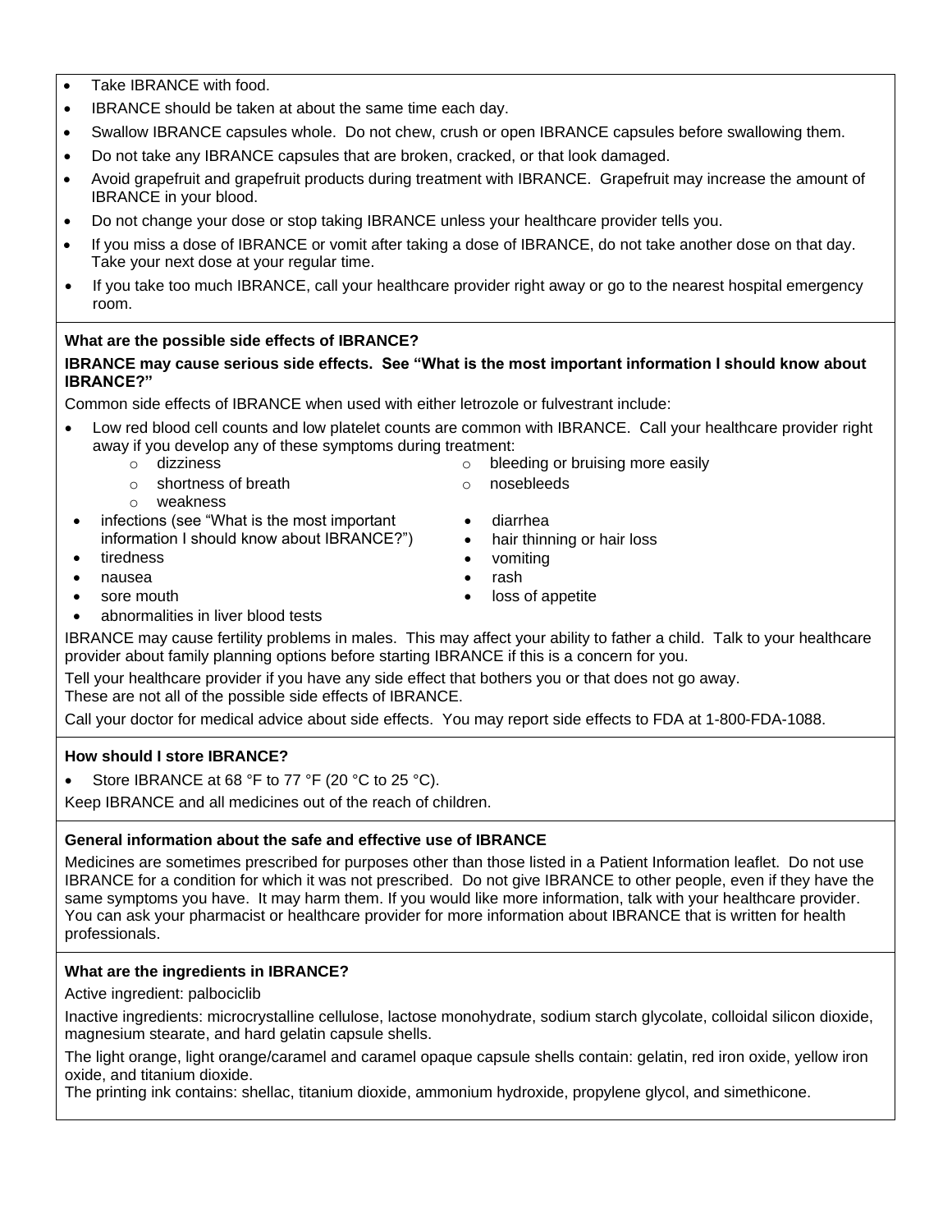- Take IBRANCE with food.
- IBRANCE should be taken at about the same time each day.
- Swallow IBRANCE capsules whole. Do not chew, crush or open IBRANCE capsules before swallowing them.
- Do not take any IBRANCE capsules that are broken, cracked, or that look damaged.
- Avoid grapefruit and grapefruit products during treatment with IBRANCE. Grapefruit may increase the amount of IBRANCE in your blood.
- Do not change your dose or stop taking IBRANCE unless your healthcare provider tells you.
- If you miss a dose of IBRANCE or vomit after taking a dose of IBRANCE, do not take another dose on that day. Take your next dose at your regular time.
- If you take too much IBRANCE, call your healthcare provider right away or go to the nearest hospital emergency room.

**What are the possible side effects of IBRANCE?**

**IBRANCE may cause serious side effects. See "What is the most important information I should know about IBRANCE?"**

Common side effects of IBRANCE when used with either letrozole or fulvestrant include:

- Low red blood cell counts and low platelet counts are common with IBRANCE. Call your healthcare provider right away if you develop any of these symptoms during treatment:
  - dizziness
  - shortness of breath
  - weakness
  - bleeding or bruising more easily
  - nosebleeds
- infections (see "What is the most important information I should know about IBRANCE?")
- tiredness
- nausea
- sore mouth
- abnormalities in liver blood tests
- diarrhea
- hair thinning or hair loss
- vomiting
- rash
- loss of appetite

IBRANCE may cause fertility problems in males. This may affect your ability to father a child. Talk to your healthcare provider about family planning options before starting IBRANCE if this is a concern for you.

Tell your healthcare provider if you have any side effect that bothers you or that does not go away.
These are not all of the possible side effects of IBRANCE.

Call your doctor for medical advice about side effects. You may report side effects to FDA at 1-800-FDA-1088.

**How should I store IBRANCE?**

- Store IBRANCE at 68 °F to 77 °F (20 °C to 25 °C).

Keep IBRANCE and all medicines out of the reach of children.

**General information about the safe and effective use of IBRANCE**

Medicines are sometimes prescribed for purposes other than those listed in a Patient Information leaflet. Do not use IBRANCE for a condition for which it was not prescribed. Do not give IBRANCE to other people, even if they have the same symptoms you have. It may harm them. If you would like more information, talk with your healthcare provider. You can ask your pharmacist or healthcare provider for more information about IBRANCE that is written for health professionals.

**What are the ingredients in IBRANCE?**

Active ingredient: palbociclib

Inactive ingredients: microcrystalline cellulose, lactose monohydrate, sodium starch glycolate, colloidal silicon dioxide, magnesium stearate, and hard gelatin capsule shells.

The light orange, light orange/caramel and caramel opaque capsule shells contain: gelatin, red iron oxide, yellow iron oxide, and titanium dioxide.
The printing ink contains: shellac, titanium dioxide, ammonium hydroxide, propylene glycol, and simethicone.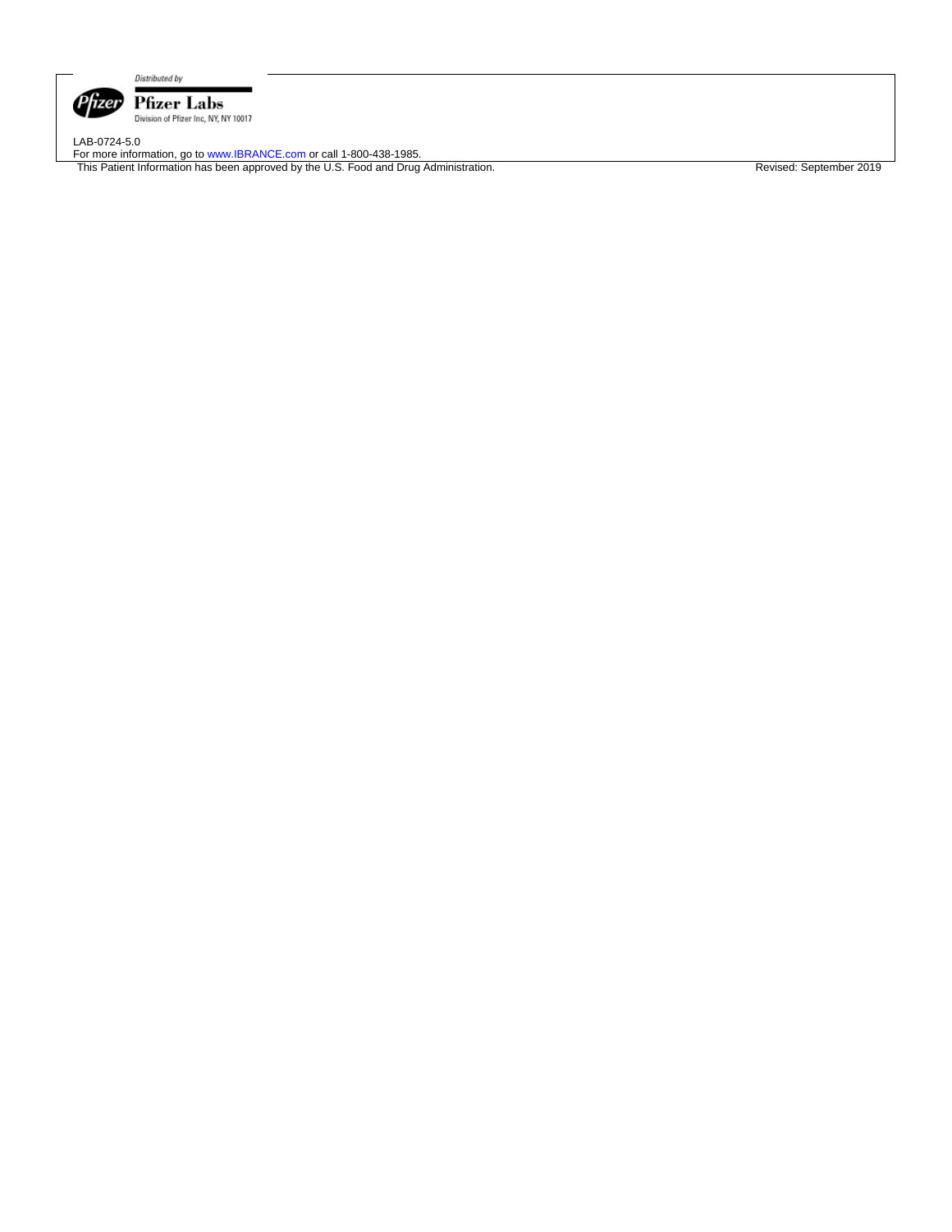Distributed by

**Pfizer Labs**
Division of Pfizer Inc, NY, NY 10017

LAB-0724-5.0

For more information, go to www.IBRANCE.com or call 1-800-438-1985.

This Patient Information has been approved by the U.S. Food and Drug Administration. Revised: September 2019